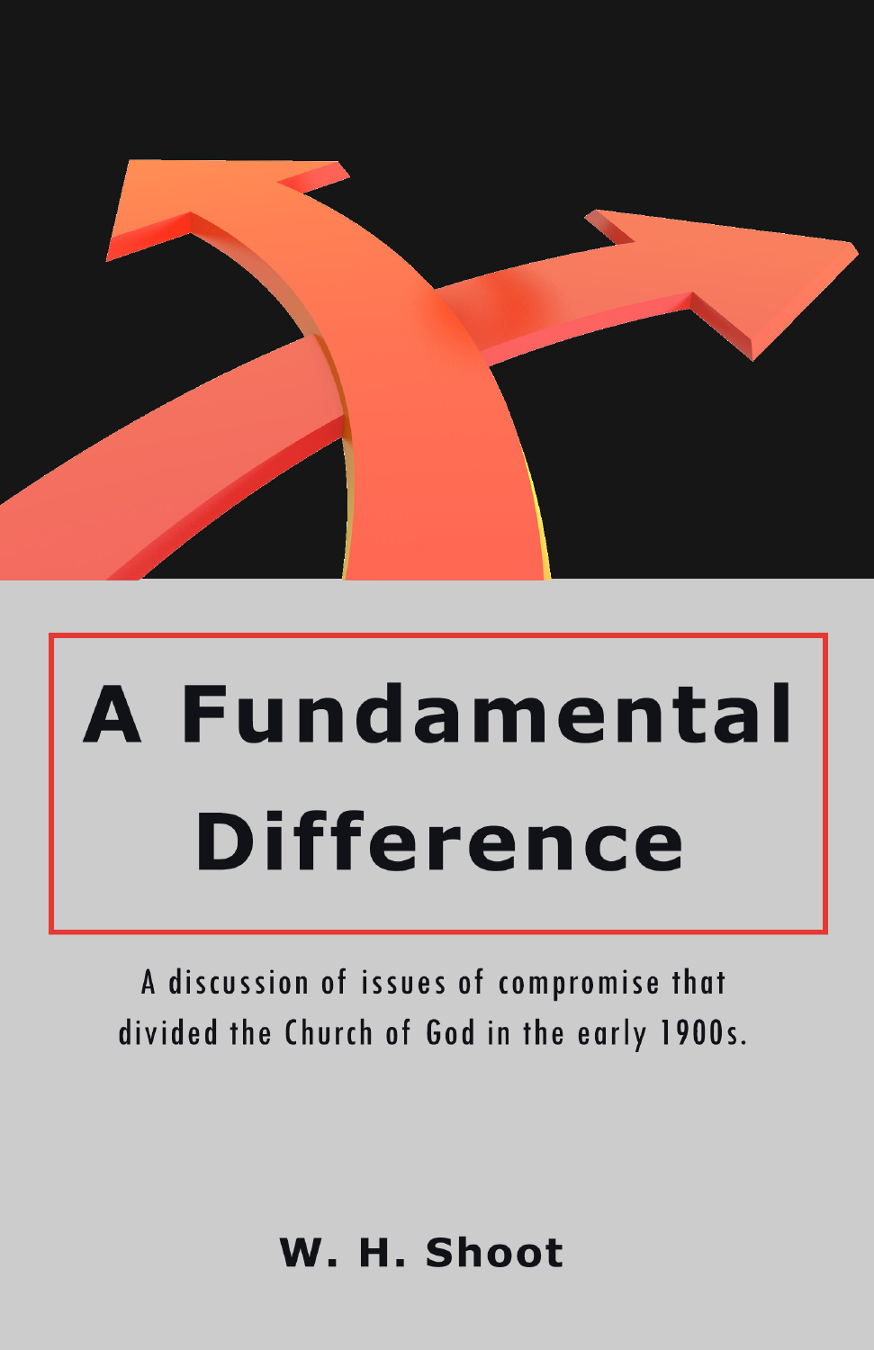# A Fundamental Difference

A discussion of issues of compromise that divided the Church of God in the early 1900s.

**W. H. Shoot**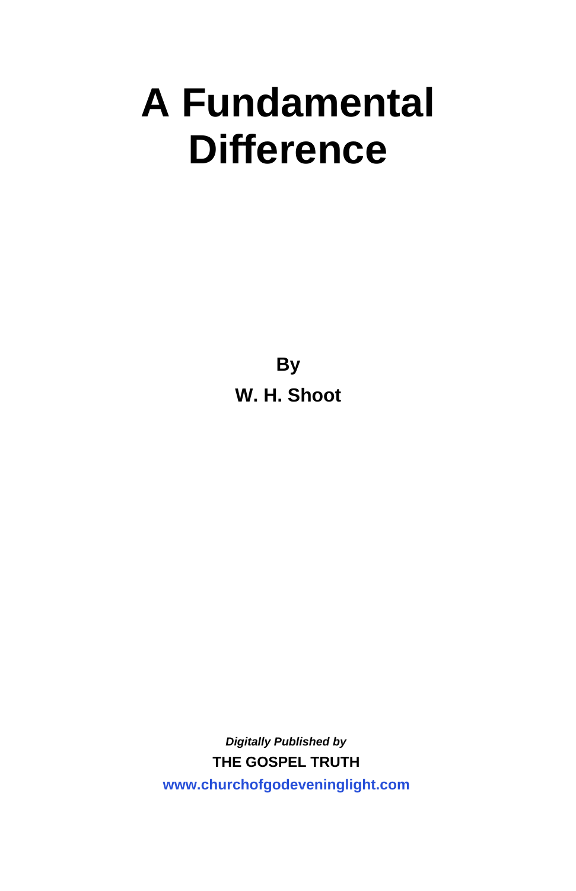# A Fundamental Difference

**By**

**W. H. Shoot**

***Digitally Published by***

**THE GOSPEL TRUTH**

**www.churchofgodeveninglight.com**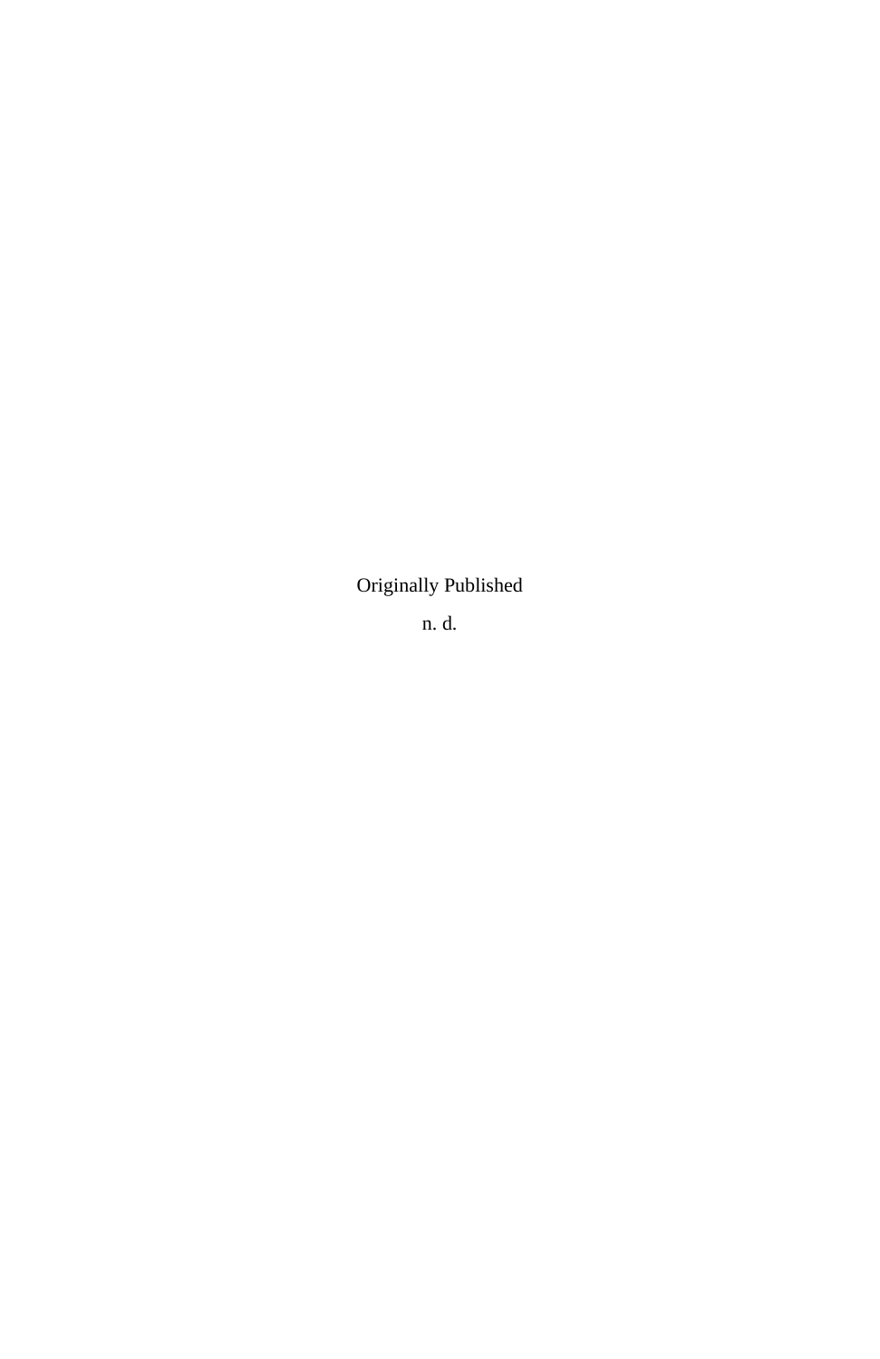Originally Published

n. d.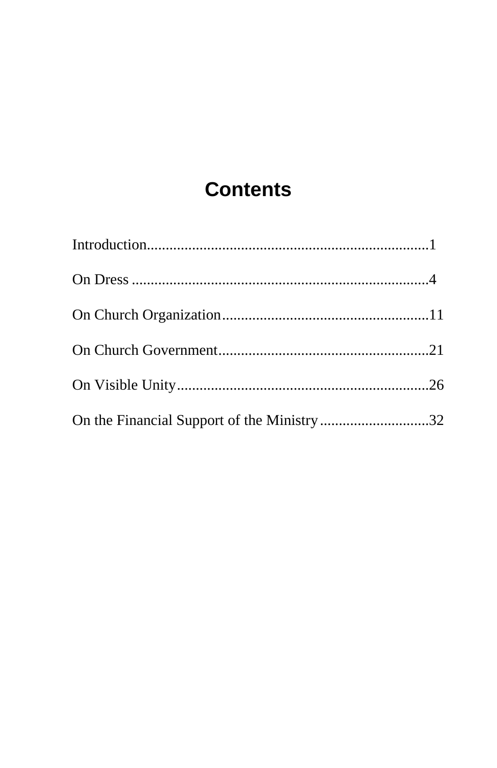# Contents

Introduction.......................................................................1

On Dress ...........................................................................4

On Church Organization......................................................11

On Church Government.......................................................21

On Visible Unity..................................................................26

On the Financial Support of the Ministry.............................32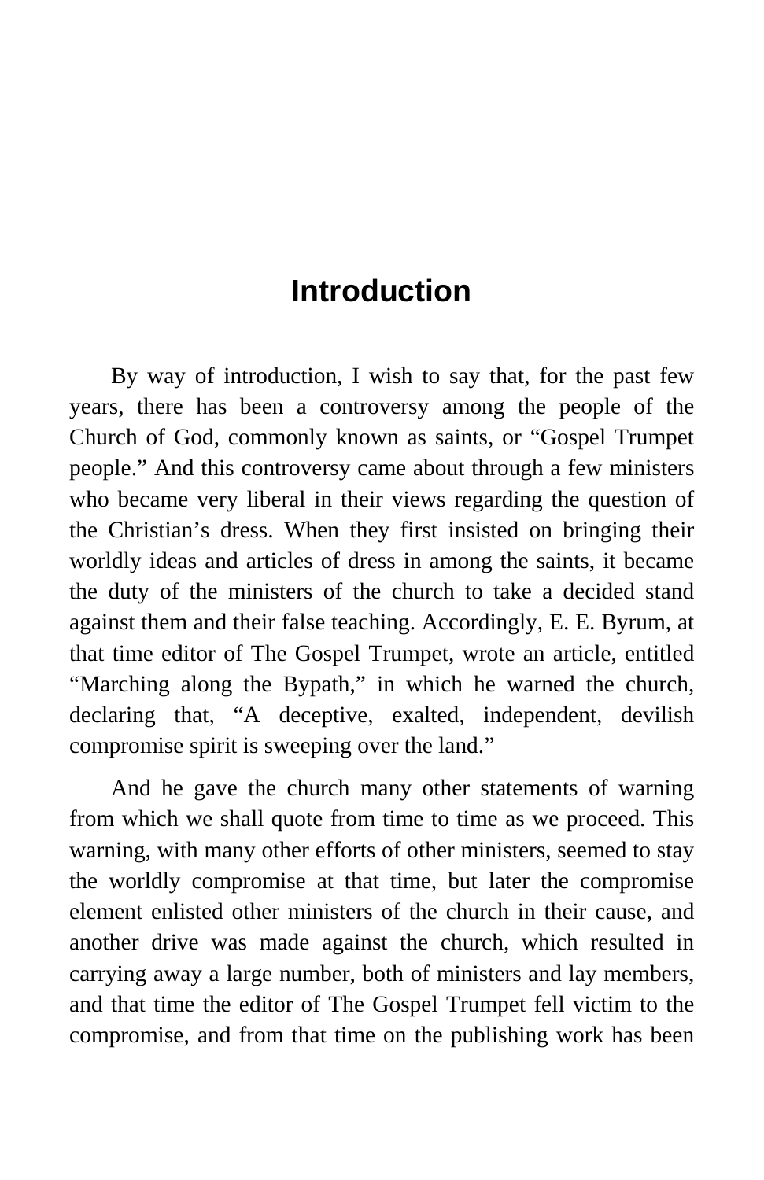# Introduction

By way of introduction, I wish to say that, for the past few years, there has been a controversy among the people of the Church of God, commonly known as saints, or “Gospel Trumpet people.” And this controversy came about through a few ministers who became very liberal in their views regarding the question of the Christian’s dress. When they first insisted on bringing their worldly ideas and articles of dress in among the saints, it became the duty of the ministers of the church to take a decided stand against them and their false teaching. Accordingly, E. E. Byrum, at that time editor of The Gospel Trumpet, wrote an article, entitled “Marching along the Bypath,” in which he warned the church, declaring that, “A deceptive, exalted, independent, devilish compromise spirit is sweeping over the land.”

And he gave the church many other statements of warning from which we shall quote from time to time as we proceed. This warning, with many other efforts of other ministers, seemed to stay the worldly compromise at that time, but later the compromise element enlisted other ministers of the church in their cause, and another drive was made against the church, which resulted in carrying away a large number, both of ministers and lay members, and that time the editor of The Gospel Trumpet fell victim to the compromise, and from that time on the publishing work has been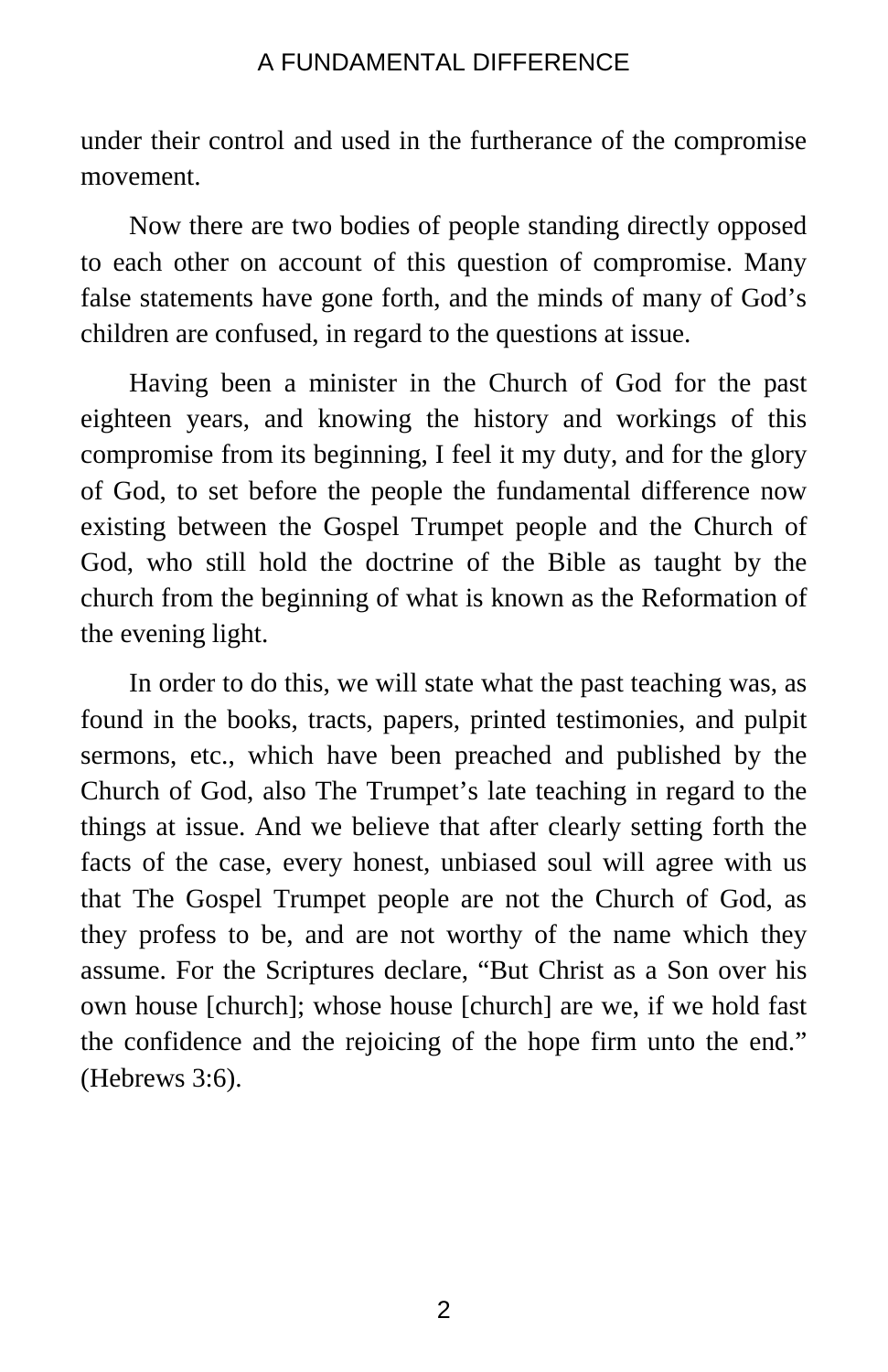under their control and used in the furtherance of the compromise movement.

Now there are two bodies of people standing directly opposed to each other on account of this question of compromise. Many false statements have gone forth, and the minds of many of God's children are confused, in regard to the questions at issue.

Having been a minister in the Church of God for the past eighteen years, and knowing the history and workings of this compromise from its beginning, I feel it my duty, and for the glory of God, to set before the people the fundamental difference now existing between the Gospel Trumpet people and the Church of God, who still hold the doctrine of the Bible as taught by the church from the beginning of what is known as the Reformation of the evening light.

In order to do this, we will state what the past teaching was, as found in the books, tracts, papers, printed testimonies, and pulpit sermons, etc., which have been preached and published by the Church of God, also The Trumpet's late teaching in regard to the things at issue. And we believe that after clearly setting forth the facts of the case, every honest, unbiased soul will agree with us that The Gospel Trumpet people are not the Church of God, as they profess to be, and are not worthy of the name which they assume. For the Scriptures declare, "But Christ as a Son over his own house [church]; whose house [church] are we, if we hold fast the confidence and the rejoicing of the hope firm unto the end." (Hebrews 3:6).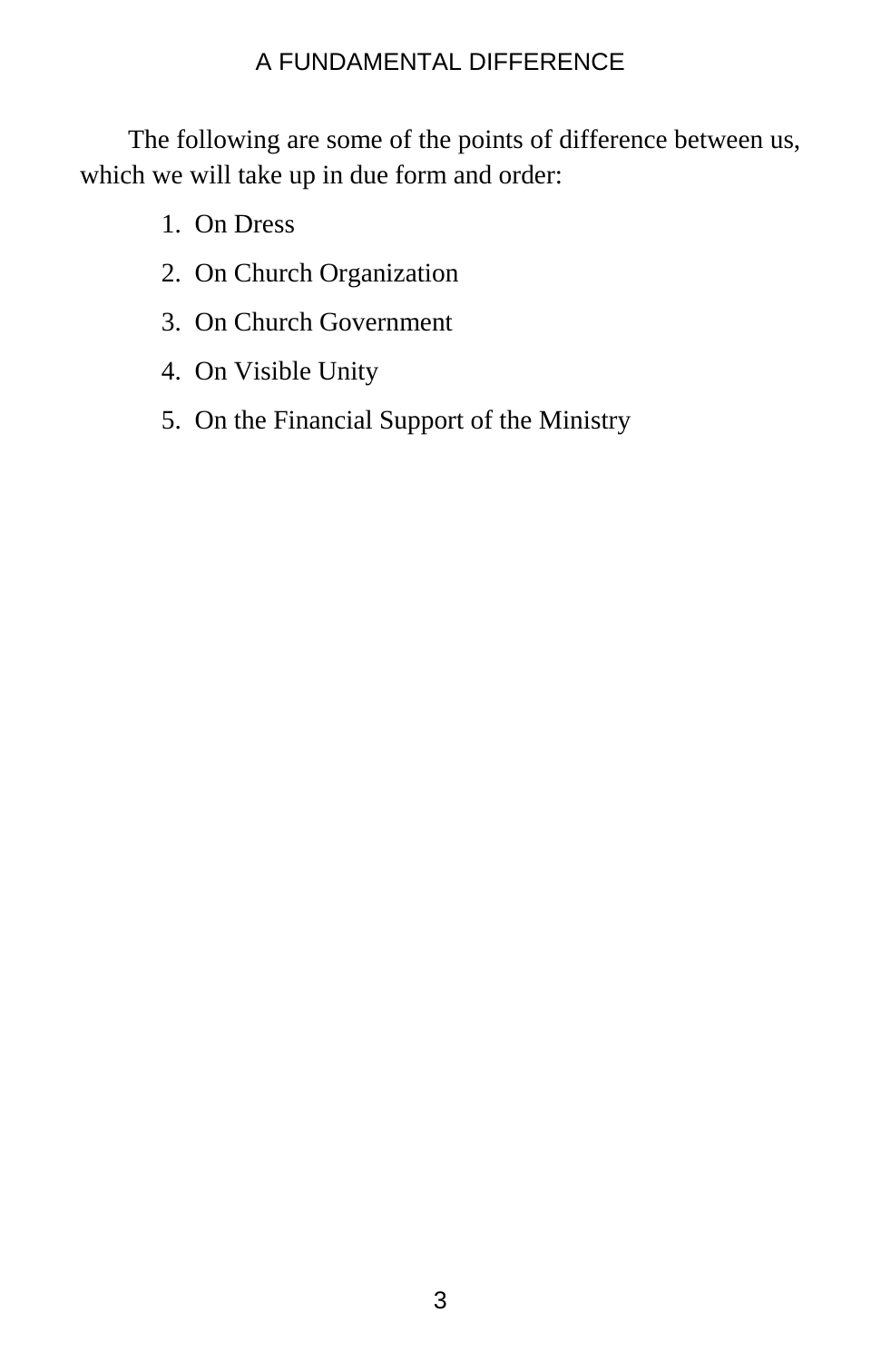The following are some of the points of difference between us, which we will take up in due form and order:

1. On Dress
2. On Church Organization
3. On Church Government
4. On Visible Unity
5. On the Financial Support of the Ministry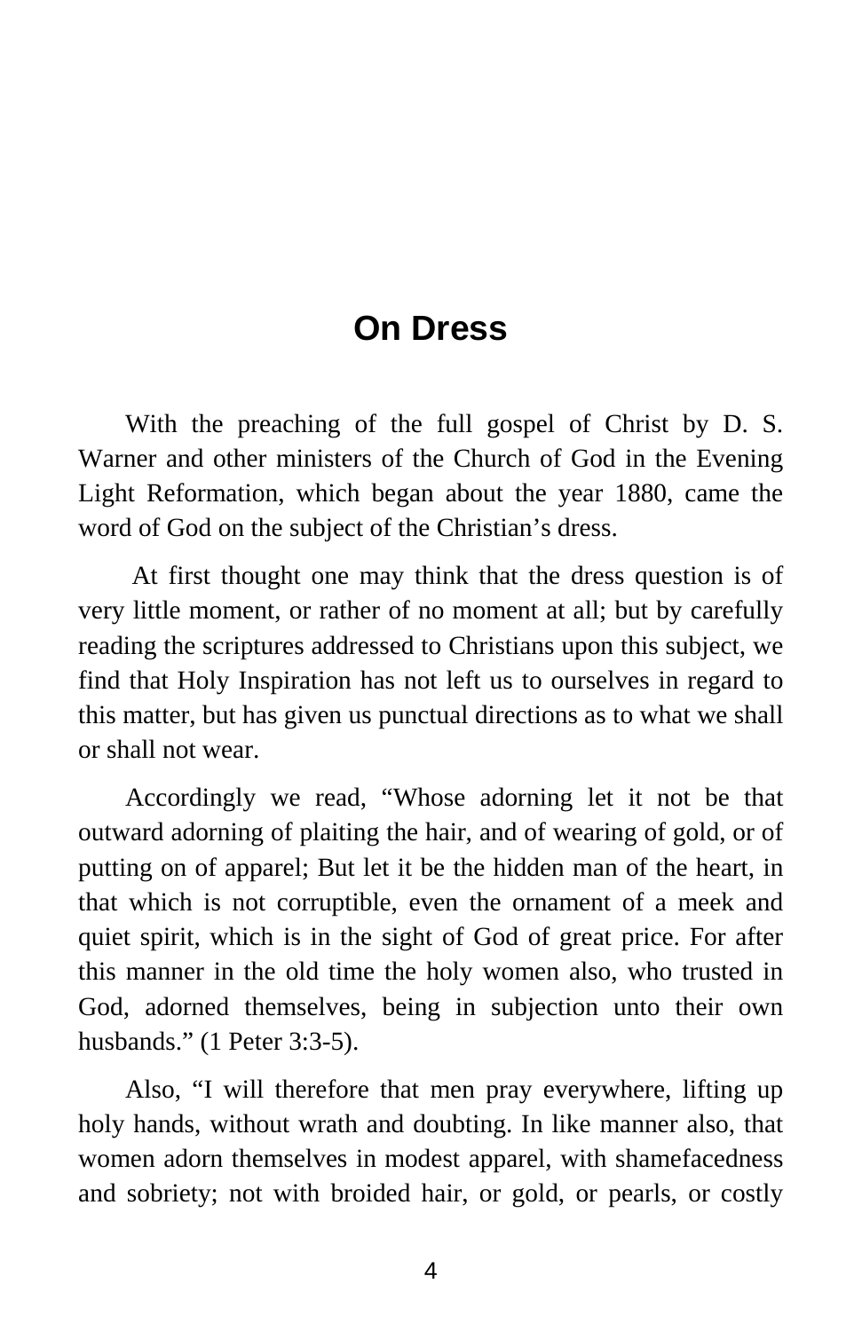# On Dress

With the preaching of the full gospel of Christ by D. S. Warner and other ministers of the Church of God in the Evening Light Reformation, which began about the year 1880, came the word of God on the subject of the Christian's dress.

At first thought one may think that the dress question is of very little moment, or rather of no moment at all; but by carefully reading the scriptures addressed to Christians upon this subject, we find that Holy Inspiration has not left us to ourselves in regard to this matter, but has given us punctual directions as to what we shall or shall not wear.

Accordingly we read, "Whose adorning let it not be that outward adorning of plaiting the hair, and of wearing of gold, or of putting on of apparel; But let it be the hidden man of the heart, in that which is not corruptible, even the ornament of a meek and quiet spirit, which is in the sight of God of great price. For after this manner in the old time the holy women also, who trusted in God, adorned themselves, being in subjection unto their own husbands." (1 Peter 3:3-5).

Also, "I will therefore that men pray everywhere, lifting up holy hands, without wrath and doubting. In like manner also, that women adorn themselves in modest apparel, with shamefacedness and sobriety; not with broided hair, or gold, or pearls, or costly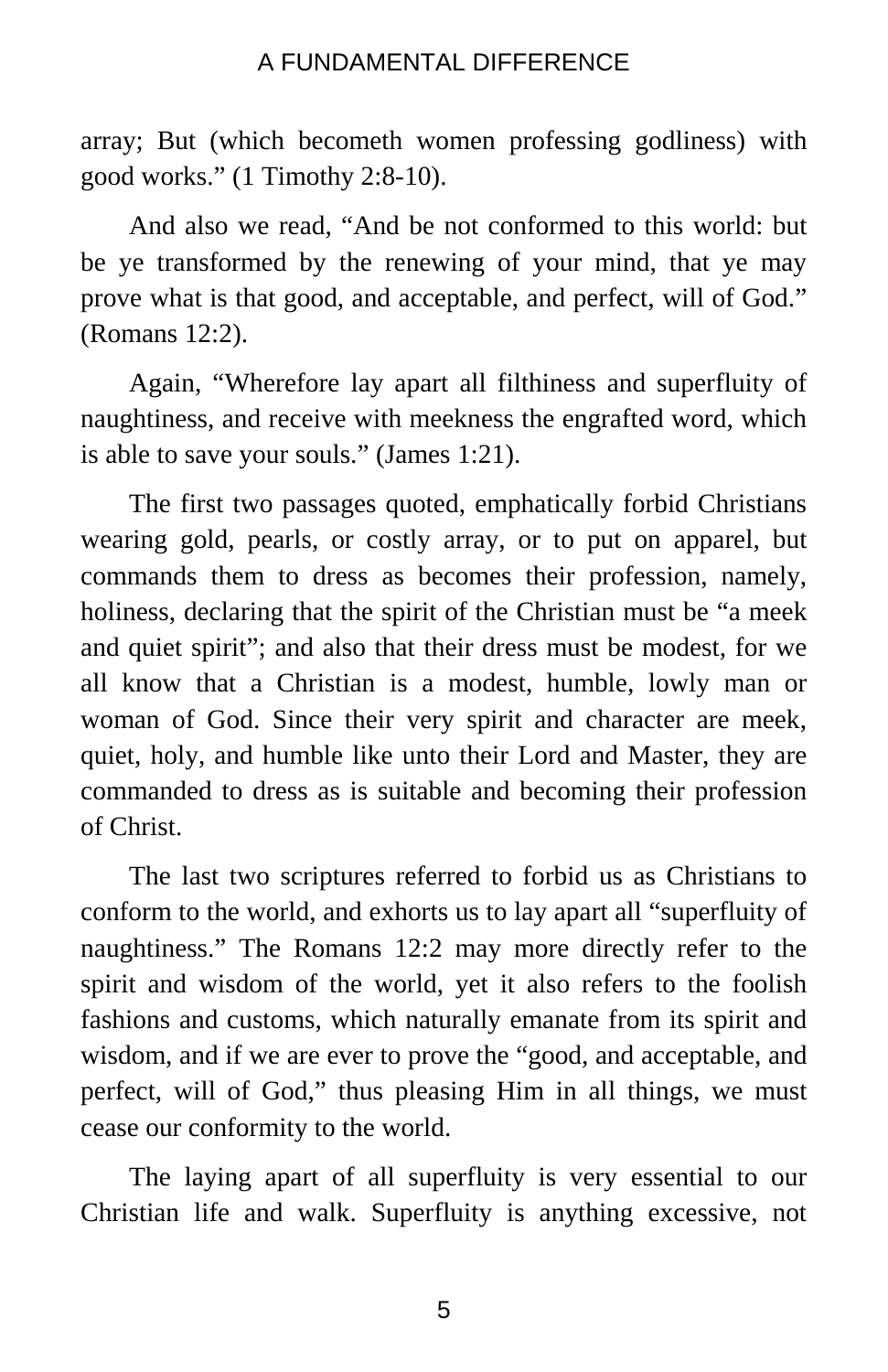array; But (which becometh women professing godliness) with good works." (1 Timothy 2:8-10).

And also we read, "And be not conformed to this world: but be ye transformed by the renewing of your mind, that ye may prove what is that good, and acceptable, and perfect, will of God." (Romans 12:2).

Again, "Wherefore lay apart all filthiness and superfluity of naughtiness, and receive with meekness the engrafted word, which is able to save your souls." (James 1:21).

The first two passages quoted, emphatically forbid Christians wearing gold, pearls, or costly array, or to put on apparel, but commands them to dress as becomes their profession, namely, holiness, declaring that the spirit of the Christian must be "a meek and quiet spirit"; and also that their dress must be modest, for we all know that a Christian is a modest, humble, lowly man or woman of God. Since their very spirit and character are meek, quiet, holy, and humble like unto their Lord and Master, they are commanded to dress as is suitable and becoming their profession of Christ.

The last two scriptures referred to forbid us as Christians to conform to the world, and exhorts us to lay apart all "superfluity of naughtiness." The Romans 12:2 may more directly refer to the spirit and wisdom of the world, yet it also refers to the foolish fashions and customs, which naturally emanate from its spirit and wisdom, and if we are ever to prove the "good, and acceptable, and perfect, will of God," thus pleasing Him in all things, we must cease our conformity to the world.

The laying apart of all superfluity is very essential to our Christian life and walk. Superfluity is anything excessive, not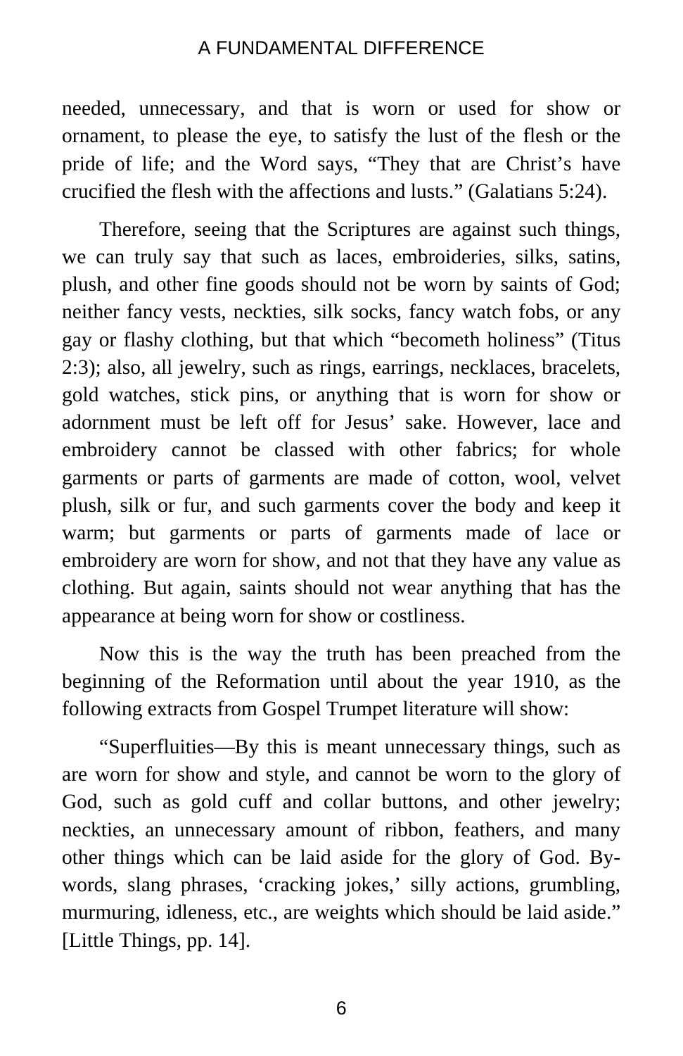needed, unnecessary, and that is worn or used for show or ornament, to please the eye, to satisfy the lust of the flesh or the pride of life; and the Word says, “They that are Christ’s have crucified the flesh with the affections and lusts.” (Galatians 5:24).

Therefore, seeing that the Scriptures are against such things, we can truly say that such as laces, embroideries, silks, satins, plush, and other fine goods should not be worn by saints of God; neither fancy vests, neckties, silk socks, fancy watch fobs, or any gay or flashy clothing, but that which “becometh holiness” (Titus 2:3); also, all jewelry, such as rings, earrings, necklaces, bracelets, gold watches, stick pins, or anything that is worn for show or adornment must be left off for Jesus’ sake. However, lace and embroidery cannot be classed with other fabrics; for whole garments or parts of garments are made of cotton, wool, velvet plush, silk or fur, and such garments cover the body and keep it warm; but garments or parts of garments made of lace or embroidery are worn for show, and not that they have any value as clothing. But again, saints should not wear anything that has the appearance at being worn for show or costliness.

Now this is the way the truth has been preached from the beginning of the Reformation until about the year 1910, as the following extracts from Gospel Trumpet literature will show:

“Superfluities—By this is meant unnecessary things, such as are worn for show and style, and cannot be worn to the glory of God, such as gold cuff and collar buttons, and other jewelry; neckties, an unnecessary amount of ribbon, feathers, and many other things which can be laid aside for the glory of God. By-words, slang phrases, ‘cracking jokes,’ silly actions, grumbling, murmuring, idleness, etc., are weights which should be laid aside.” [Little Things, pp. 14].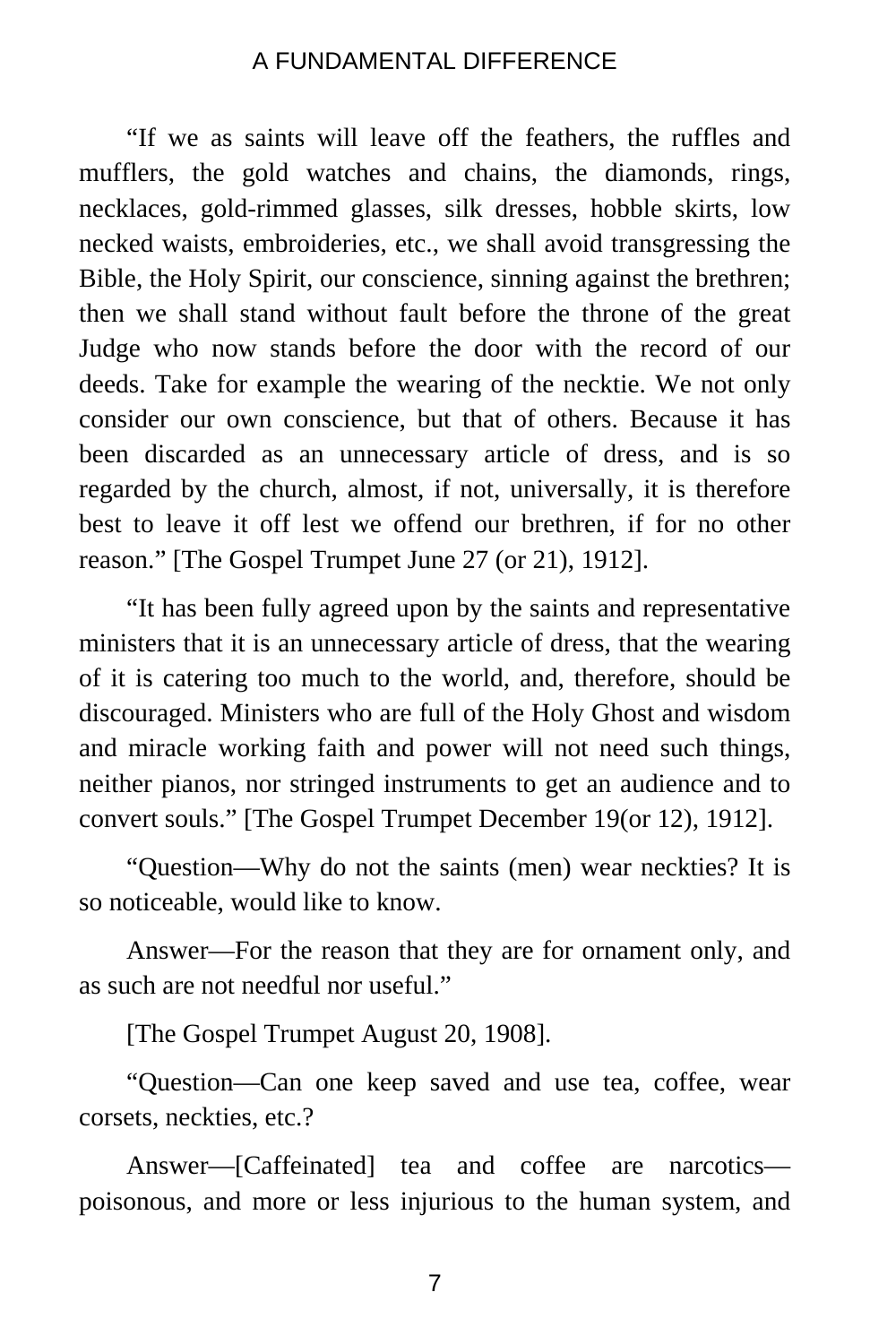"If we as saints will leave off the feathers, the ruffles and mufflers, the gold watches and chains, the diamonds, rings, necklaces, gold-rimmed glasses, silk dresses, hobble skirts, low necked waists, embroideries, etc., we shall avoid transgressing the Bible, the Holy Spirit, our conscience, sinning against the brethren; then we shall stand without fault before the throne of the great Judge who now stands before the door with the record of our deeds. Take for example the wearing of the necktie. We not only consider our own conscience, but that of others. Because it has been discarded as an unnecessary article of dress, and is so regarded by the church, almost, if not, universally, it is therefore best to leave it off lest we offend our brethren, if for no other reason." [The Gospel Trumpet June 27 (or 21), 1912].

"It has been fully agreed upon by the saints and representative ministers that it is an unnecessary article of dress, that the wearing of it is catering too much to the world, and, therefore, should be discouraged. Ministers who are full of the Holy Ghost and wisdom and miracle working faith and power will not need such things, neither pianos, nor stringed instruments to get an audience and to convert souls." [The Gospel Trumpet December 19(or 12), 1912].

"Question—Why do not the saints (men) wear neckties? It is so noticeable, would like to know.

Answer—For the reason that they are for ornament only, and as such are not needful nor useful."

[The Gospel Trumpet August 20, 1908].

"Question—Can one keep saved and use tea, coffee, wear corsets, neckties, etc.?

Answer—[Caffeinated] tea and coffee are narcotics—poisonous, and more or less injurious to the human system, and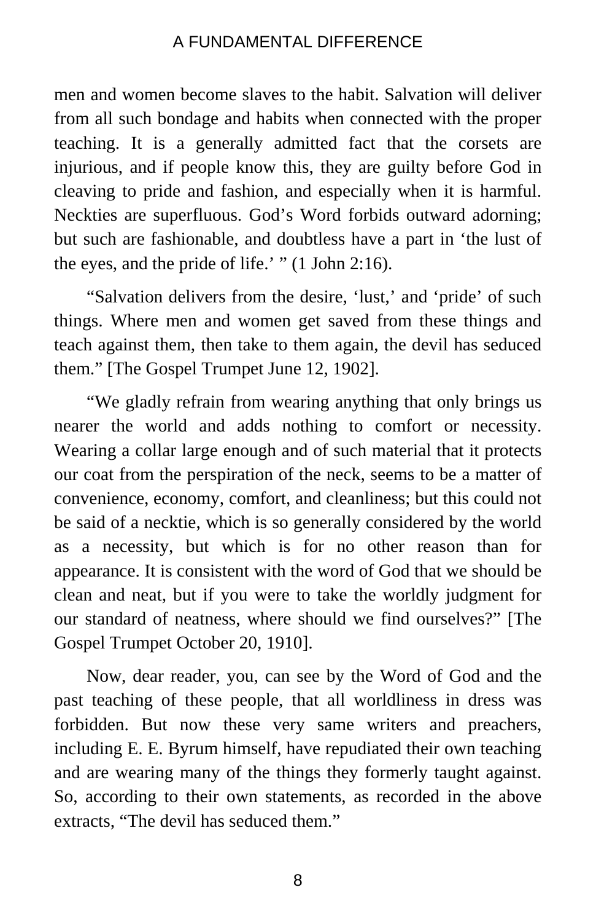men and women become slaves to the habit. Salvation will deliver from all such bondage and habits when connected with the proper teaching. It is a generally admitted fact that the corsets are injurious, and if people know this, they are guilty before God in cleaving to pride and fashion, and especially when it is harmful. Neckties are superfluous. God's Word forbids outward adorning; but such are fashionable, and doubtless have a part in 'the lust of the eyes, and the pride of life.' " (1 John 2:16).

"Salvation delivers from the desire, 'lust,' and 'pride' of such things. Where men and women get saved from these things and teach against them, then take to them again, the devil has seduced them." [The Gospel Trumpet June 12, 1902].

"We gladly refrain from wearing anything that only brings us nearer the world and adds nothing to comfort or necessity. Wearing a collar large enough and of such material that it protects our coat from the perspiration of the neck, seems to be a matter of convenience, economy, comfort, and cleanliness; but this could not be said of a necktie, which is so generally considered by the world as a necessity, but which is for no other reason than for appearance. It is consistent with the word of God that we should be clean and neat, but if you were to take the worldly judgment for our standard of neatness, where should we find ourselves?" [The Gospel Trumpet October 20, 1910].

Now, dear reader, you, can see by the Word of God and the past teaching of these people, that all worldliness in dress was forbidden. But now these very same writers and preachers, including E. E. Byrum himself, have repudiated their own teaching and are wearing many of the things they formerly taught against. So, according to their own statements, as recorded in the above extracts, "The devil has seduced them."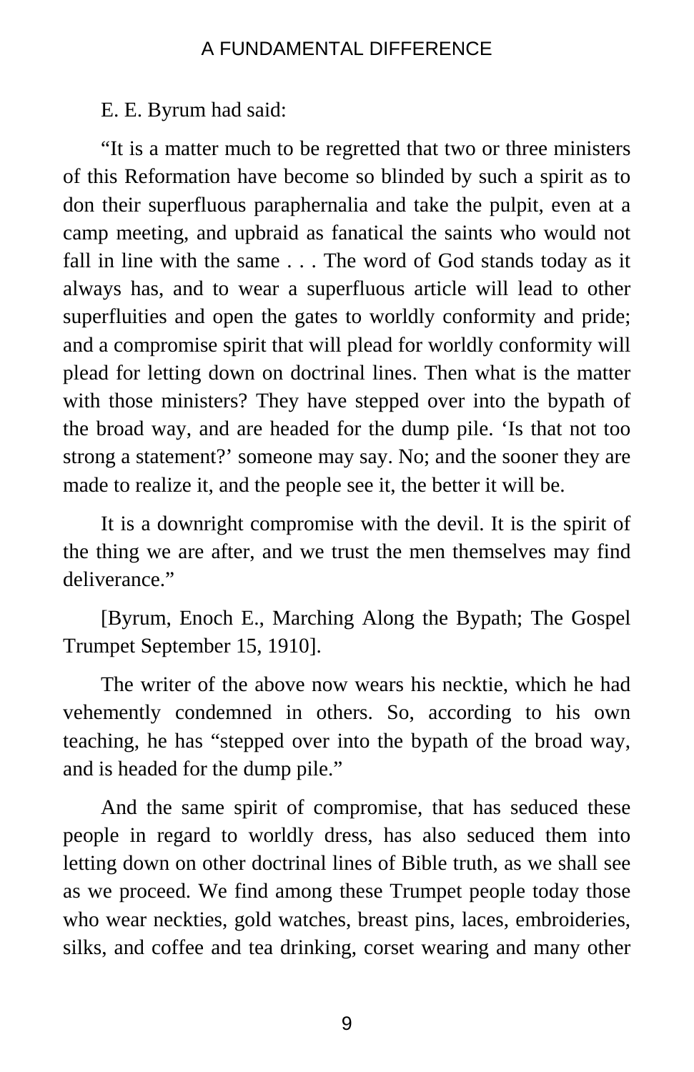E. E. Byrum had said:

"It is a matter much to be regretted that two or three ministers of this Reformation have become so blinded by such a spirit as to don their superfluous paraphernalia and take the pulpit, even at a camp meeting, and upbraid as fanatical the saints who would not fall in line with the same . . . The word of God stands today as it always has, and to wear a superfluous article will lead to other superfluities and open the gates to worldly conformity and pride; and a compromise spirit that will plead for worldly conformity will plead for letting down on doctrinal lines. Then what is the matter with those ministers? They have stepped over into the bypath of the broad way, and are headed for the dump pile. 'Is that not too strong a statement?' someone may say. No; and the sooner they are made to realize it, and the people see it, the better it will be.

It is a downright compromise with the devil. It is the spirit of the thing we are after, and we trust the men themselves may find deliverance."

[Byrum, Enoch E., Marching Along the Bypath; The Gospel Trumpet September 15, 1910].

The writer of the above now wears his necktie, which he had vehemently condemned in others. So, according to his own teaching, he has "stepped over into the bypath of the broad way, and is headed for the dump pile."

And the same spirit of compromise, that has seduced these people in regard to worldly dress, has also seduced them into letting down on other doctrinal lines of Bible truth, as we shall see as we proceed. We find among these Trumpet people today those who wear neckties, gold watches, breast pins, laces, embroideries, silks, and coffee and tea drinking, corset wearing and many other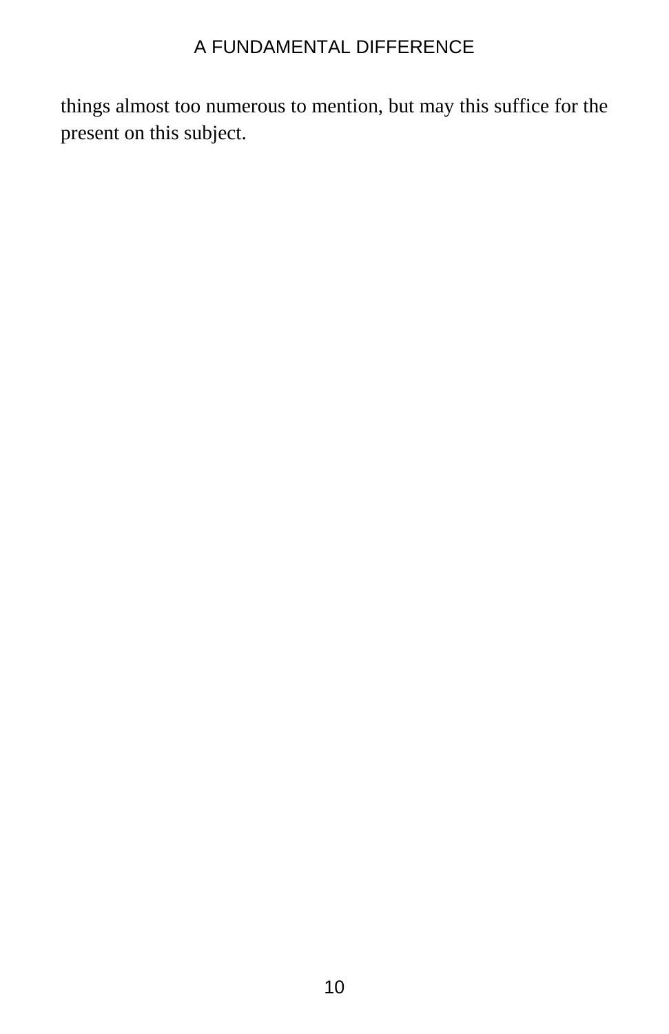things almost too numerous to mention, but may this suffice for the present on this subject.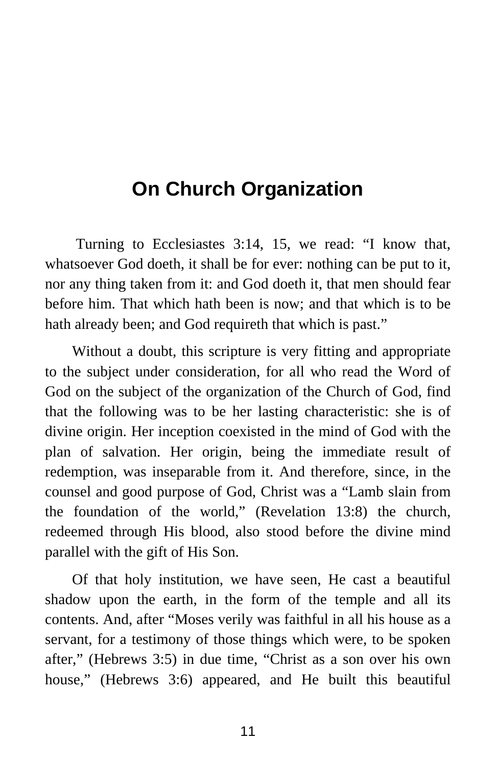# On Church Organization

Turning to Ecclesiastes 3:14, 15, we read: “I know that, whatsoever God doeth, it shall be for ever: nothing can be put to it, nor any thing taken from it: and God doeth it, that men should fear before him. That which hath been is now; and that which is to be hath already been; and God requireth that which is past.”

Without a doubt, this scripture is very fitting and appropriate to the subject under consideration, for all who read the Word of God on the subject of the organization of the Church of God, find that the following was to be her lasting characteristic: she is of divine origin. Her inception coexisted in the mind of God with the plan of salvation. Her origin, being the immediate result of redemption, was inseparable from it. And therefore, since, in the counsel and good purpose of God, Christ was a “Lamb slain from the foundation of the world,” (Revelation 13:8) the church, redeemed through His blood, also stood before the divine mind parallel with the gift of His Son.

Of that holy institution, we have seen, He cast a beautiful shadow upon the earth, in the form of the temple and all its contents. And, after “Moses verily was faithful in all his house as a servant, for a testimony of those things which were, to be spoken after,” (Hebrews 3:5) in due time, “Christ as a son over his own house,” (Hebrews 3:6) appeared, and He built this beautiful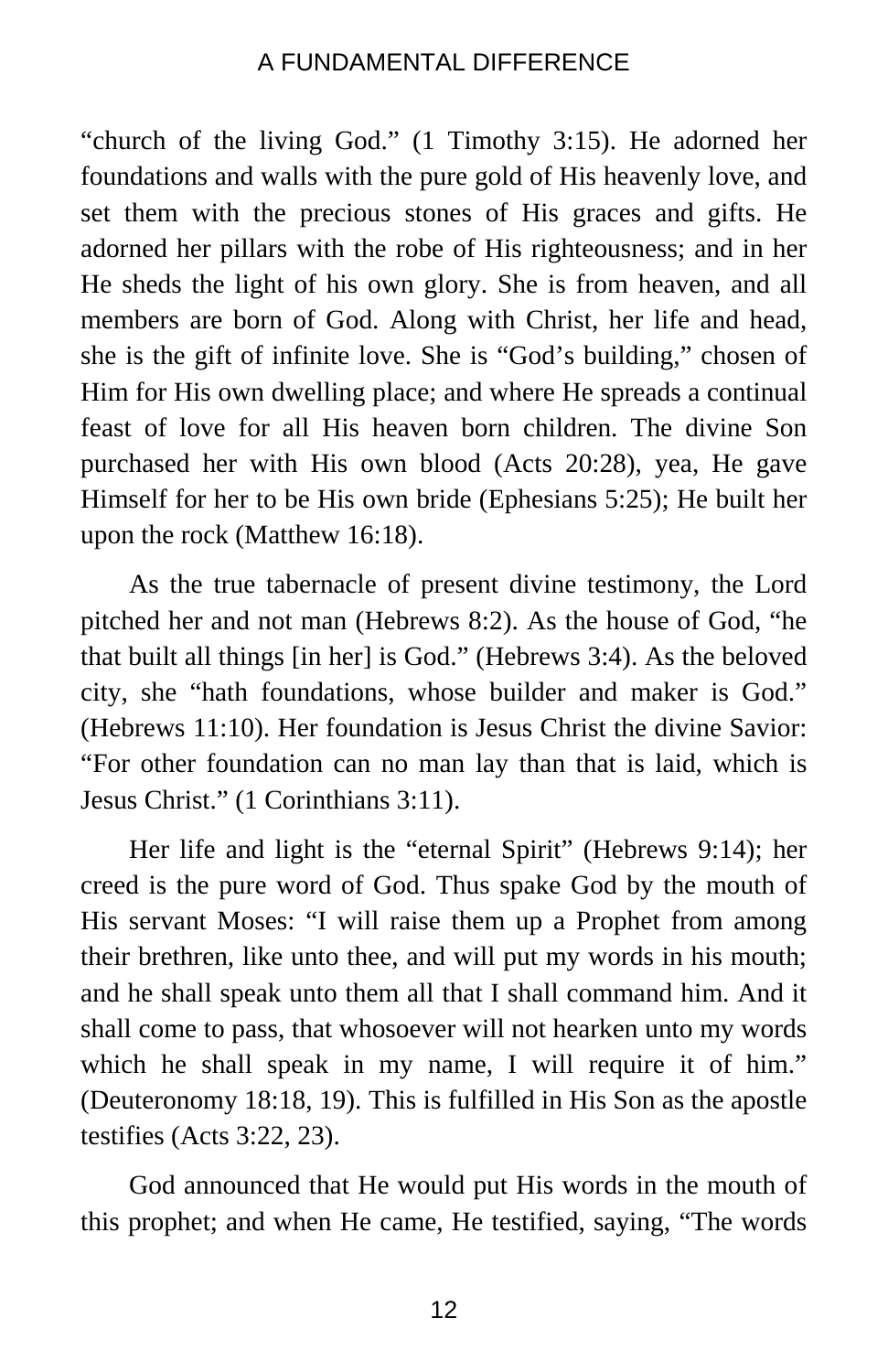"church of the living God." (1 Timothy 3:15). He adorned her foundations and walls with the pure gold of His heavenly love, and set them with the precious stones of His graces and gifts. He adorned her pillars with the robe of His righteousness; and in her He sheds the light of his own glory. She is from heaven, and all members are born of God. Along with Christ, her life and head, she is the gift of infinite love. She is "God's building," chosen of Him for His own dwelling place; and where He spreads a continual feast of love for all His heaven born children. The divine Son purchased her with His own blood (Acts 20:28), yea, He gave Himself for her to be His own bride (Ephesians 5:25); He built her upon the rock (Matthew 16:18).

As the true tabernacle of present divine testimony, the Lord pitched her and not man (Hebrews 8:2). As the house of God, "he that built all things [in her] is God." (Hebrews 3:4). As the beloved city, she "hath foundations, whose builder and maker is God." (Hebrews 11:10). Her foundation is Jesus Christ the divine Savior: "For other foundation can no man lay than that is laid, which is Jesus Christ." (1 Corinthians 3:11).

Her life and light is the "eternal Spirit" (Hebrews 9:14); her creed is the pure word of God. Thus spake God by the mouth of His servant Moses: "I will raise them up a Prophet from among their brethren, like unto thee, and will put my words in his mouth; and he shall speak unto them all that I shall command him. And it shall come to pass, that whosoever will not hearken unto my words which he shall speak in my name, I will require it of him." (Deuteronomy 18:18, 19). This is fulfilled in His Son as the apostle testifies (Acts 3:22, 23).

God announced that He would put His words in the mouth of this prophet; and when He came, He testified, saying, "The words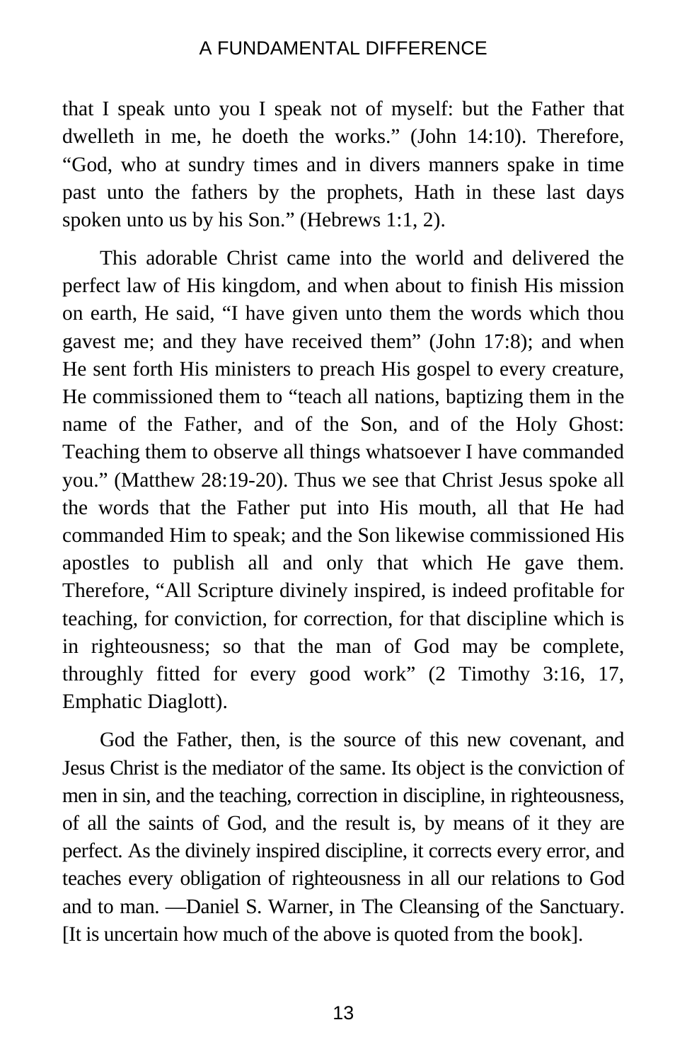that I speak unto you I speak not of myself: but the Father that dwelleth in me, he doeth the works." (John 14:10). Therefore, "God, who at sundry times and in divers manners spake in time past unto the fathers by the prophets, Hath in these last days spoken unto us by his Son." (Hebrews 1:1, 2).

This adorable Christ came into the world and delivered the perfect law of His kingdom, and when about to finish His mission on earth, He said, "I have given unto them the words which thou gavest me; and they have received them" (John 17:8); and when He sent forth His ministers to preach His gospel to every creature, He commissioned them to "teach all nations, baptizing them in the name of the Father, and of the Son, and of the Holy Ghost: Teaching them to observe all things whatsoever I have commanded you." (Matthew 28:19-20). Thus we see that Christ Jesus spoke all the words that the Father put into His mouth, all that He had commanded Him to speak; and the Son likewise commissioned His apostles to publish all and only that which He gave them. Therefore, "All Scripture divinely inspired, is indeed profitable for teaching, for conviction, for correction, for that discipline which is in righteousness; so that the man of God may be complete, throughly fitted for every good work" (2 Timothy 3:16, 17, Emphatic Diaglott).

God the Father, then, is the source of this new covenant, and Jesus Christ is the mediator of the same. Its object is the conviction of men in sin, and the teaching, correction in discipline, in righteousness, of all the saints of God, and the result is, by means of it they are perfect. As the divinely inspired discipline, it corrects every error, and teaches every obligation of righteousness in all our relations to God and to man. —Daniel S. Warner, in The Cleansing of the Sanctuary. [It is uncertain how much of the above is quoted from the book].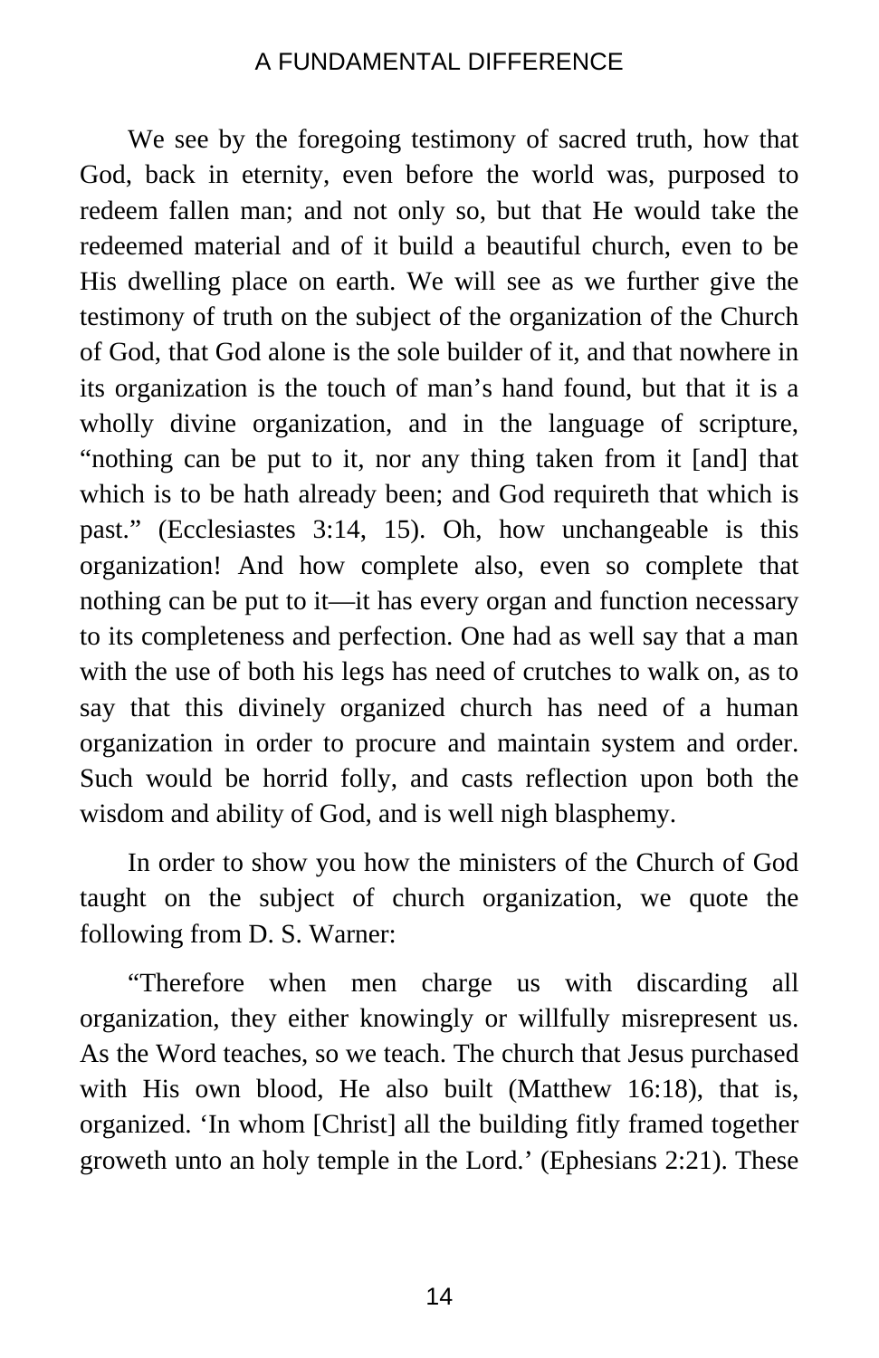We see by the foregoing testimony of sacred truth, how that God, back in eternity, even before the world was, purposed to redeem fallen man; and not only so, but that He would take the redeemed material and of it build a beautiful church, even to be His dwelling place on earth. We will see as we further give the testimony of truth on the subject of the organization of the Church of God, that God alone is the sole builder of it, and that nowhere in its organization is the touch of man's hand found, but that it is a wholly divine organization, and in the language of scripture, "nothing can be put to it, nor any thing taken from it [and] that which is to be hath already been; and God requireth that which is past." (Ecclesiastes 3:14, 15). Oh, how unchangeable is this organization! And how complete also, even so complete that nothing can be put to it—it has every organ and function necessary to its completeness and perfection. One had as well say that a man with the use of both his legs has need of crutches to walk on, as to say that this divinely organized church has need of a human organization in order to procure and maintain system and order. Such would be horrid folly, and casts reflection upon both the wisdom and ability of God, and is well nigh blasphemy.

In order to show you how the ministers of the Church of God taught on the subject of church organization, we quote the following from D. S. Warner:

"Therefore when men charge us with discarding all organization, they either knowingly or willfully misrepresent us. As the Word teaches, so we teach. The church that Jesus purchased with His own blood, He also built (Matthew 16:18), that is, organized. 'In whom [Christ] all the building fitly framed together groweth unto an holy temple in the Lord.' (Ephesians 2:21). These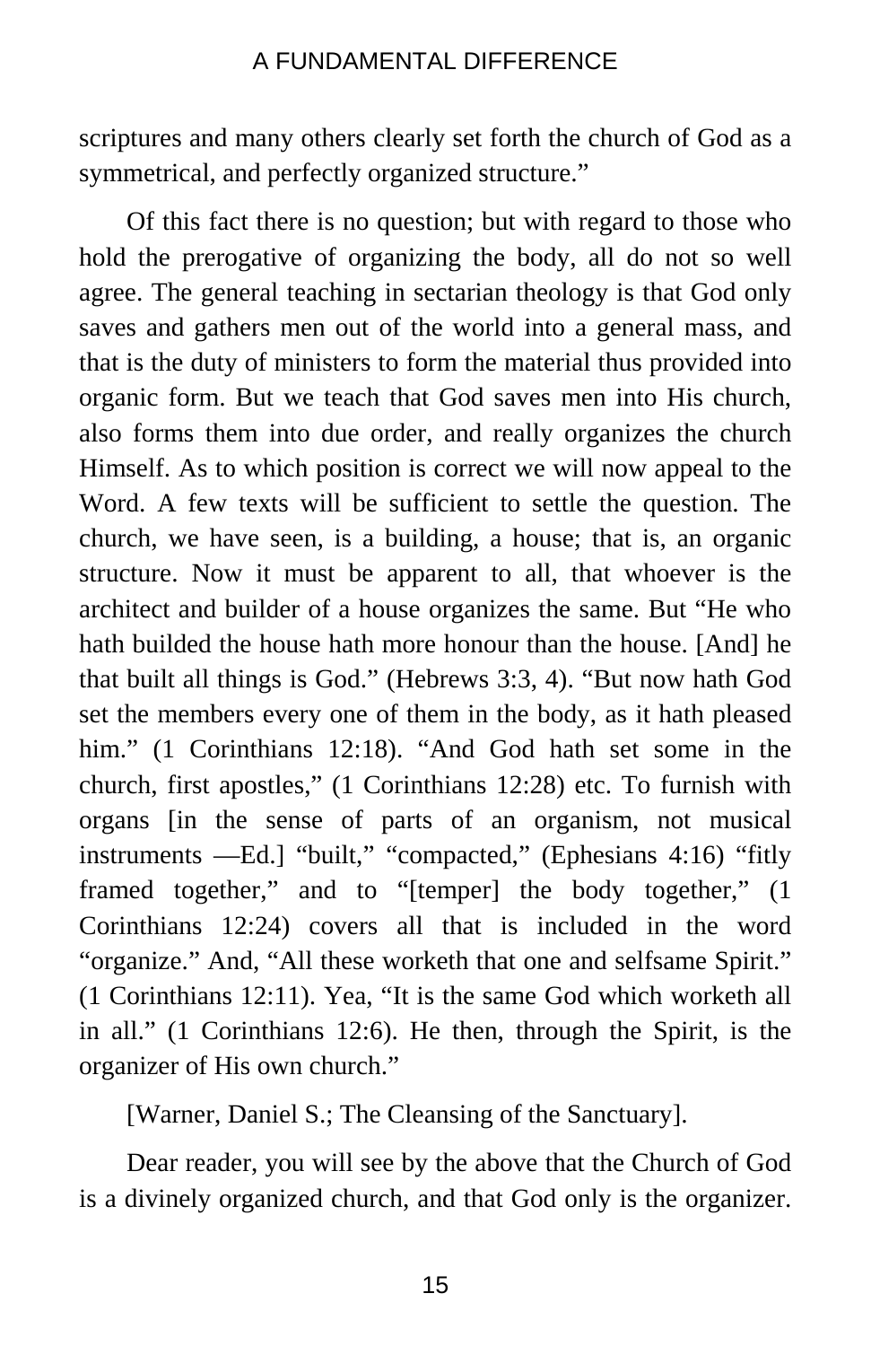scriptures and many others clearly set forth the church of God as a symmetrical, and perfectly organized structure."

Of this fact there is no question; but with regard to those who hold the prerogative of organizing the body, all do not so well agree. The general teaching in sectarian theology is that God only saves and gathers men out of the world into a general mass, and that is the duty of ministers to form the material thus provided into organic form. But we teach that God saves men into His church, also forms them into due order, and really organizes the church Himself. As to which position is correct we will now appeal to the Word. A few texts will be sufficient to settle the question. The church, we have seen, is a building, a house; that is, an organic structure. Now it must be apparent to all, that whoever is the architect and builder of a house organizes the same. But "He who hath builded the house hath more honour than the house. [And] he that built all things is God." (Hebrews 3:3, 4). "But now hath God set the members every one of them in the body, as it hath pleased him." (1 Corinthians 12:18). "And God hath set some in the church, first apostles," (1 Corinthians 12:28) etc. To furnish with organs [in the sense of parts of an organism, not musical instruments —Ed.] "built," "compacted," (Ephesians 4:16) "fitly framed together," and to "[temper] the body together," (1 Corinthians 12:24) covers all that is included in the word "organize." And, "All these worketh that one and selfsame Spirit." (1 Corinthians 12:11). Yea, "It is the same God which worketh all in all." (1 Corinthians 12:6). He then, through the Spirit, is the organizer of His own church."

[Warner, Daniel S.; The Cleansing of the Sanctuary].

Dear reader, you will see by the above that the Church of God is a divinely organized church, and that God only is the organizer.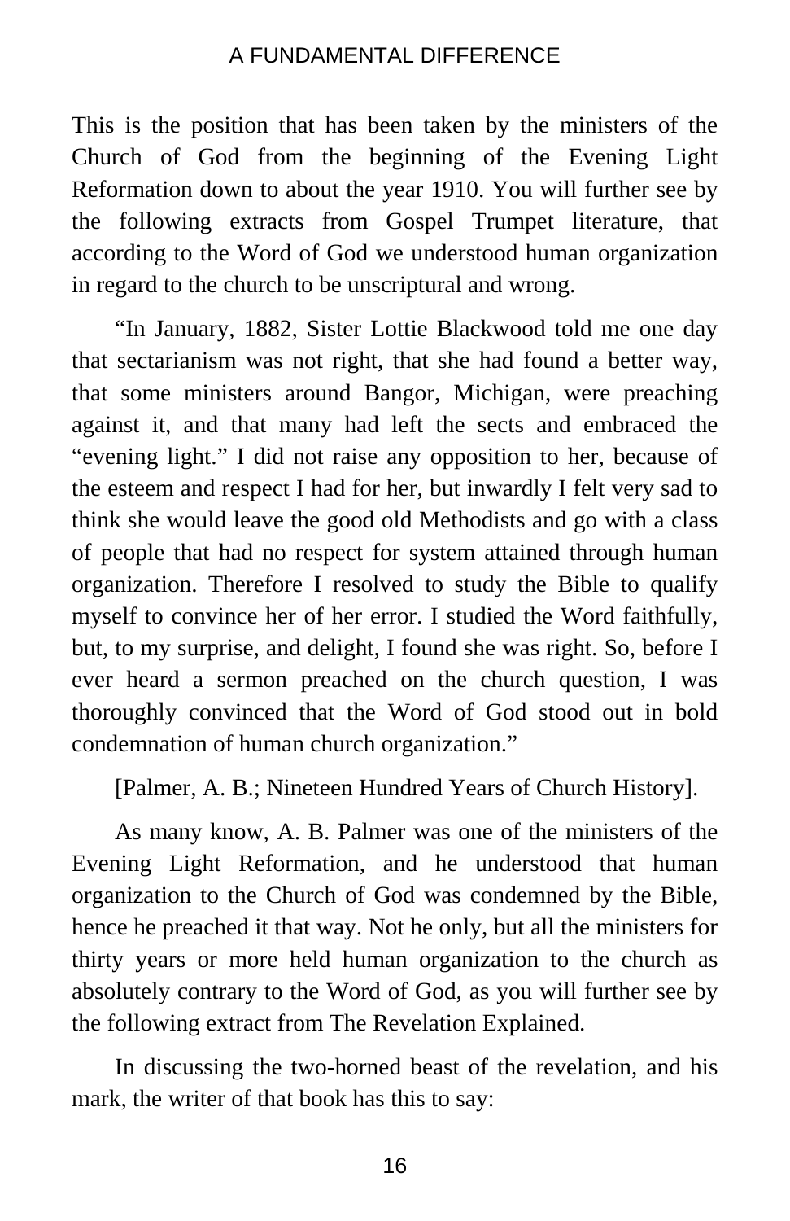This is the position that has been taken by the ministers of the Church of God from the beginning of the Evening Light Reformation down to about the year 1910. You will further see by the following extracts from Gospel Trumpet literature, that according to the Word of God we understood human organization in regard to the church to be unscriptural and wrong.

"In January, 1882, Sister Lottie Blackwood told me one day that sectarianism was not right, that she had found a better way, that some ministers around Bangor, Michigan, were preaching against it, and that many had left the sects and embraced the "evening light." I did not raise any opposition to her, because of the esteem and respect I had for her, but inwardly I felt very sad to think she would leave the good old Methodists and go with a class of people that had no respect for system attained through human organization. Therefore I resolved to study the Bible to qualify myself to convince her of her error. I studied the Word faithfully, but, to my surprise, and delight, I found she was right. So, before I ever heard a sermon preached on the church question, I was thoroughly convinced that the Word of God stood out in bold condemnation of human church organization."

[Palmer, A. B.; Nineteen Hundred Years of Church History].

As many know, A. B. Palmer was one of the ministers of the Evening Light Reformation, and he understood that human organization to the Church of God was condemned by the Bible, hence he preached it that way. Not he only, but all the ministers for thirty years or more held human organization to the church as absolutely contrary to the Word of God, as you will further see by the following extract from The Revelation Explained.

In discussing the two-horned beast of the revelation, and his mark, the writer of that book has this to say: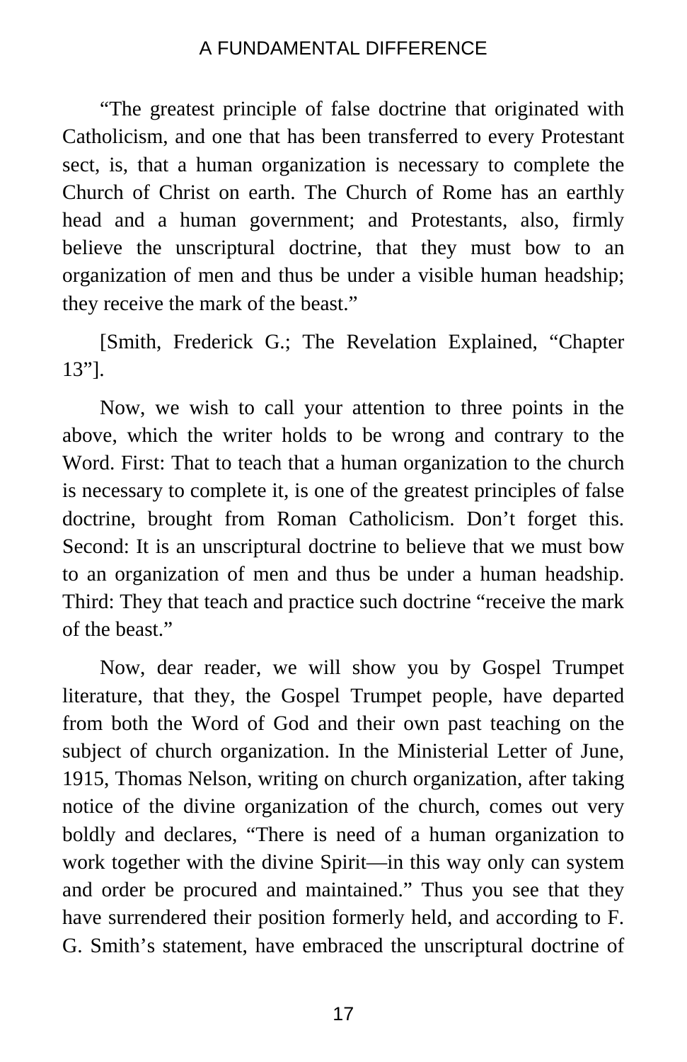“The greatest principle of false doctrine that originated with Catholicism, and one that has been transferred to every Protestant sect, is, that a human organization is necessary to complete the Church of Christ on earth. The Church of Rome has an earthly head and a human government; and Protestants, also, firmly believe the unscriptural doctrine, that they must bow to an organization of men and thus be under a visible human headship; they receive the mark of the beast.”

[Smith, Frederick G.; The Revelation Explained, “Chapter 13”].

Now, we wish to call your attention to three points in the above, which the writer holds to be wrong and contrary to the Word. First: That to teach that a human organization to the church is necessary to complete it, is one of the greatest principles of false doctrine, brought from Roman Catholicism. Don’t forget this. Second: It is an unscriptural doctrine to believe that we must bow to an organization of men and thus be under a human headship. Third: They that teach and practice such doctrine “receive the mark of the beast.”

Now, dear reader, we will show you by Gospel Trumpet literature, that they, the Gospel Trumpet people, have departed from both the Word of God and their own past teaching on the subject of church organization. In the Ministerial Letter of June, 1915, Thomas Nelson, writing on church organization, after taking notice of the divine organization of the church, comes out very boldly and declares, “There is need of a human organization to work together with the divine Spirit—in this way only can system and order be procured and maintained.” Thus you see that they have surrendered their position formerly held, and according to F. G. Smith’s statement, have embraced the unscriptural doctrine of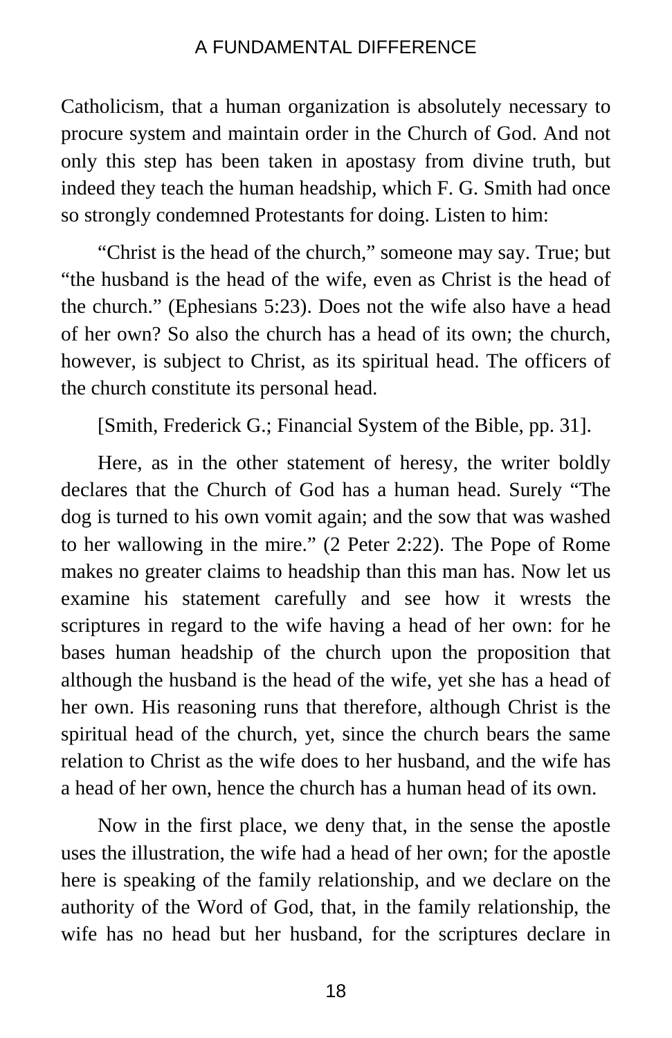Catholicism, that a human organization is absolutely necessary to procure system and maintain order in the Church of God. And not only this step has been taken in apostasy from divine truth, but indeed they teach the human headship, which F. G. Smith had once so strongly condemned Protestants for doing. Listen to him:

> "Christ is the head of the church," someone may say. True; but "the husband is the head of the wife, even as Christ is the head of the church." (Ephesians 5:23). Does not the wife also have a head of her own? So also the church has a head of its own; the church, however, is subject to Christ, as its spiritual head. The officers of the church constitute its personal head.
>
> [Smith, Frederick G.; Financial System of the Bible, pp. 31].

Here, as in the other statement of heresy, the writer boldly declares that the Church of God has a human head. Surely "The dog is turned to his own vomit again; and the sow that was washed to her wallowing in the mire." (2 Peter 2:22). The Pope of Rome makes no greater claims to headship than this man has. Now let us examine his statement carefully and see how it wrests the scriptures in regard to the wife having a head of her own: for he bases human headship of the church upon the proposition that although the husband is the head of the wife, yet she has a head of her own. His reasoning runs that therefore, although Christ is the spiritual head of the church, yet, since the church bears the same relation to Christ as the wife does to her husband, and the wife has a head of her own, hence the church has a human head of its own.

Now in the first place, we deny that, in the sense the apostle uses the illustration, the wife had a head of her own; for the apostle here is speaking of the family relationship, and we declare on the authority of the Word of God, that, in the family relationship, the wife has no head but her husband, for the scriptures declare in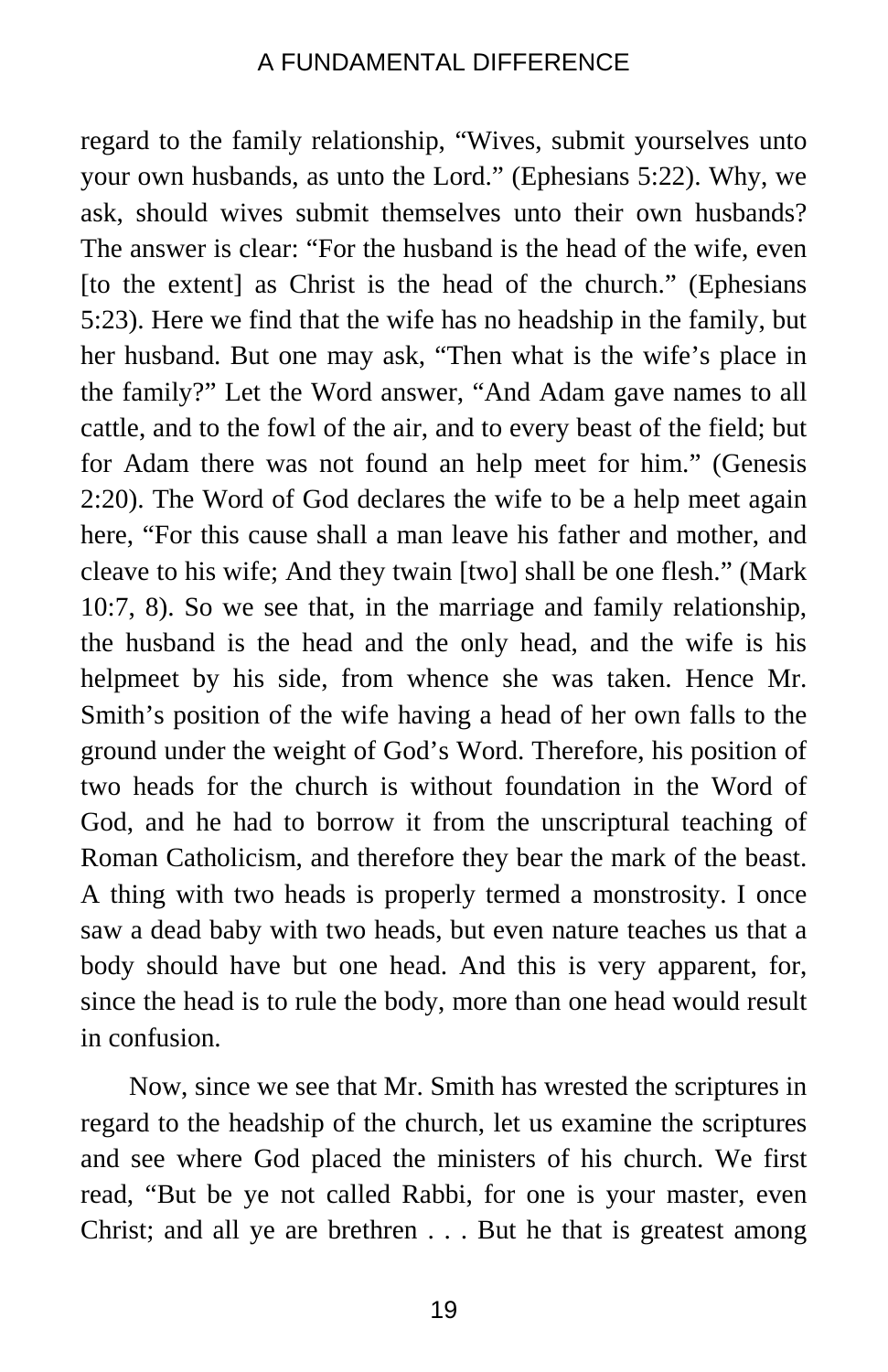regard to the family relationship, “Wives, submit yourselves unto your own husbands, as unto the Lord.” (Ephesians 5:22). Why, we ask, should wives submit themselves unto their own husbands? The answer is clear: “For the husband is the head of the wife, even [to the extent] as Christ is the head of the church.” (Ephesians 5:23). Here we find that the wife has no headship in the family, but her husband. But one may ask, “Then what is the wife’s place in the family?” Let the Word answer, “And Adam gave names to all cattle, and to the fowl of the air, and to every beast of the field; but for Adam there was not found an help meet for him.” (Genesis 2:20). The Word of God declares the wife to be a help meet again here, “For this cause shall a man leave his father and mother, and cleave to his wife; And they twain [two] shall be one flesh.” (Mark 10:7, 8). So we see that, in the marriage and family relationship, the husband is the head and the only head, and the wife is his helpmeet by his side, from whence she was taken. Hence Mr. Smith’s position of the wife having a head of her own falls to the ground under the weight of God’s Word. Therefore, his position of two heads for the church is without foundation in the Word of God, and he had to borrow it from the unscriptural teaching of Roman Catholicism, and therefore they bear the mark of the beast. A thing with two heads is properly termed a monstrosity. I once saw a dead baby with two heads, but even nature teaches us that a body should have but one head. And this is very apparent, for, since the head is to rule the body, more than one head would result in confusion.

Now, since we see that Mr. Smith has wrested the scriptures in regard to the headship of the church, let us examine the scriptures and see where God placed the ministers of his church. We first read, “But be ye not called Rabbi, for one is your master, even Christ; and all ye are brethren . . . But he that is greatest among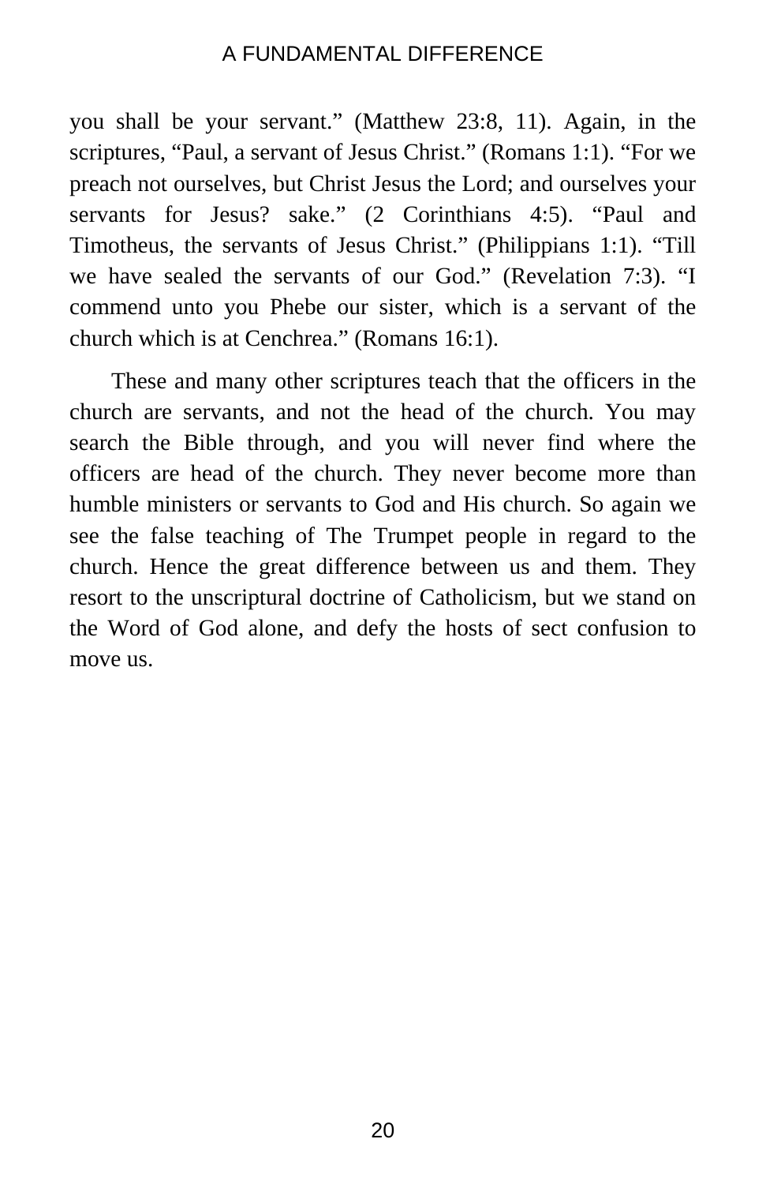you shall be your servant." (Matthew 23:8, 11). Again, in the scriptures, "Paul, a servant of Jesus Christ." (Romans 1:1). "For we preach not ourselves, but Christ Jesus the Lord; and ourselves your servants for Jesus? sake." (2 Corinthians 4:5). "Paul and Timotheus, the servants of Jesus Christ." (Philippians 1:1). "Till we have sealed the servants of our God." (Revelation 7:3). "I commend unto you Phebe our sister, which is a servant of the church which is at Cenchrea." (Romans 16:1).

These and many other scriptures teach that the officers in the church are servants, and not the head of the church. You may search the Bible through, and you will never find where the officers are head of the church. They never become more than humble ministers or servants to God and His church. So again we see the false teaching of The Trumpet people in regard to the church. Hence the great difference between us and them. They resort to the unscriptural doctrine of Catholicism, but we stand on the Word of God alone, and defy the hosts of sect confusion to move us.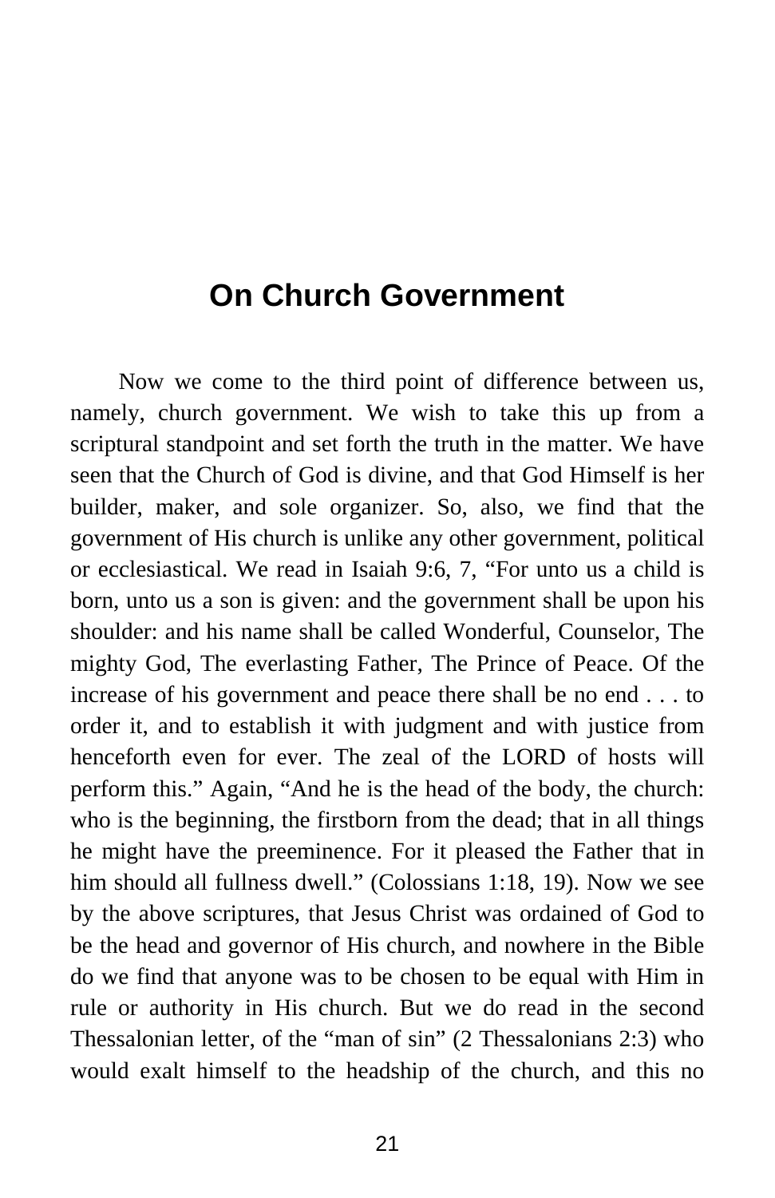# On Church Government

Now we come to the third point of difference between us, namely, church government. We wish to take this up from a scriptural standpoint and set forth the truth in the matter. We have seen that the Church of God is divine, and that God Himself is her builder, maker, and sole organizer. So, also, we find that the government of His church is unlike any other government, political or ecclesiastical. We read in Isaiah 9:6, 7, "For unto us a child is born, unto us a son is given: and the government shall be upon his shoulder: and his name shall be called Wonderful, Counselor, The mighty God, The everlasting Father, The Prince of Peace. Of the increase of his government and peace there shall be no end . . . to order it, and to establish it with judgment and with justice from henceforth even for ever. The zeal of the LORD of hosts will perform this." Again, "And he is the head of the body, the church: who is the beginning, the firstborn from the dead; that in all things he might have the preeminence. For it pleased the Father that in him should all fullness dwell." (Colossians 1:18, 19). Now we see by the above scriptures, that Jesus Christ was ordained of God to be the head and governor of His church, and nowhere in the Bible do we find that anyone was to be chosen to be equal with Him in rule or authority in His church. But we do read in the second Thessalonian letter, of the "man of sin" (2 Thessalonians 2:3) who would exalt himself to the headship of the church, and this no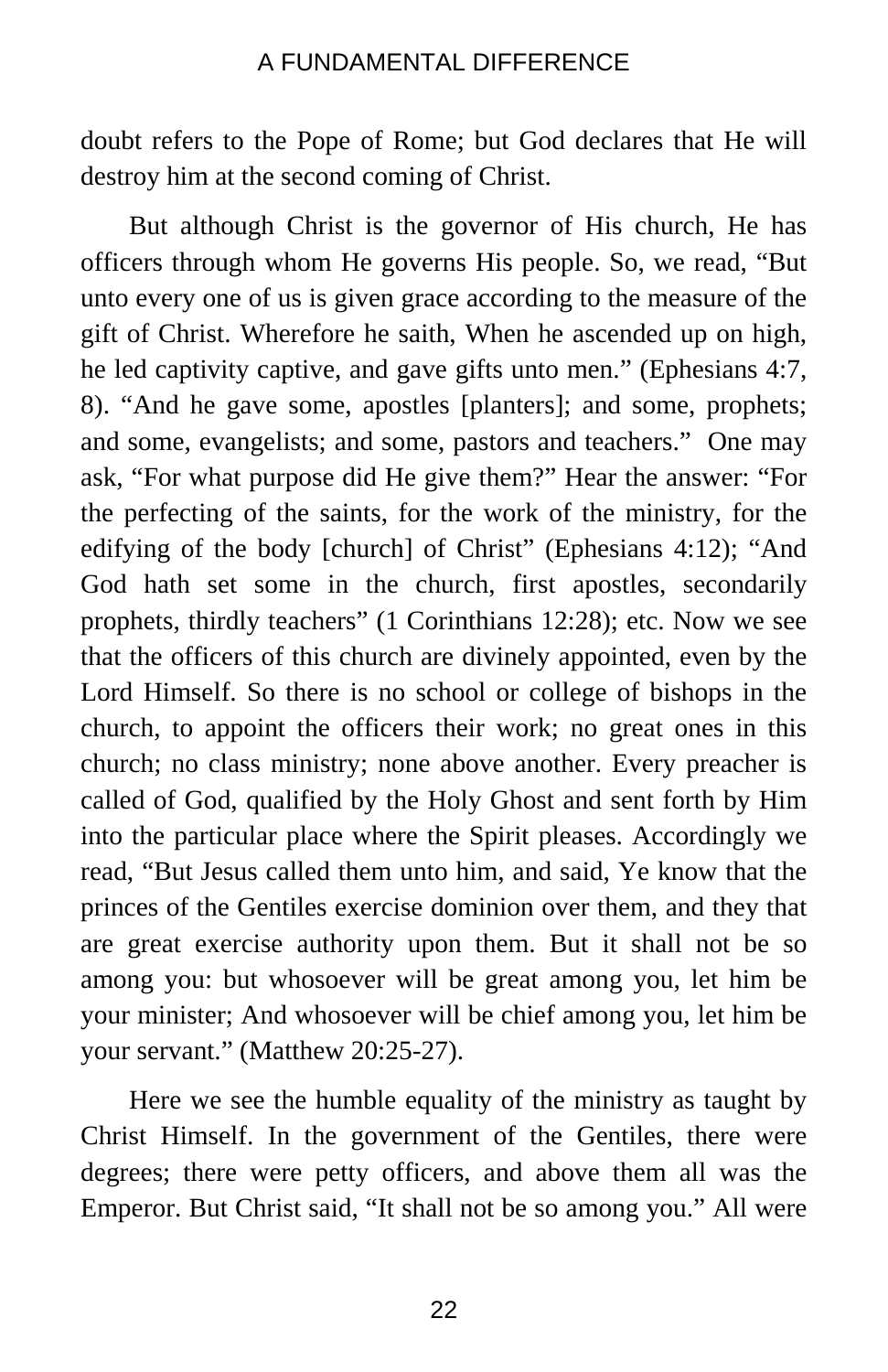doubt refers to the Pope of Rome; but God declares that He will destroy him at the second coming of Christ.

But although Christ is the governor of His church, He has officers through whom He governs His people. So, we read, "But unto every one of us is given grace according to the measure of the gift of Christ. Wherefore he saith, When he ascended up on high, he led captivity captive, and gave gifts unto men." (Ephesians 4:7, 8). "And he gave some, apostles [planters]; and some, prophets; and some, evangelists; and some, pastors and teachers." One may ask, "For what purpose did He give them?" Hear the answer: "For the perfecting of the saints, for the work of the ministry, for the edifying of the body [church] of Christ" (Ephesians 4:12); "And God hath set some in the church, first apostles, secondarily prophets, thirdly teachers" (1 Corinthians 12:28); etc. Now we see that the officers of this church are divinely appointed, even by the Lord Himself. So there is no school or college of bishops in the church, to appoint the officers their work; no great ones in this church; no class ministry; none above another. Every preacher is called of God, qualified by the Holy Ghost and sent forth by Him into the particular place where the Spirit pleases. Accordingly we read, "But Jesus called them unto him, and said, Ye know that the princes of the Gentiles exercise dominion over them, and they that are great exercise authority upon them. But it shall not be so among you: but whosoever will be great among you, let him be your minister; And whosoever will be chief among you, let him be your servant." (Matthew 20:25-27).

Here we see the humble equality of the ministry as taught by Christ Himself. In the government of the Gentiles, there were degrees; there were petty officers, and above them all was the Emperor. But Christ said, "It shall not be so among you." All were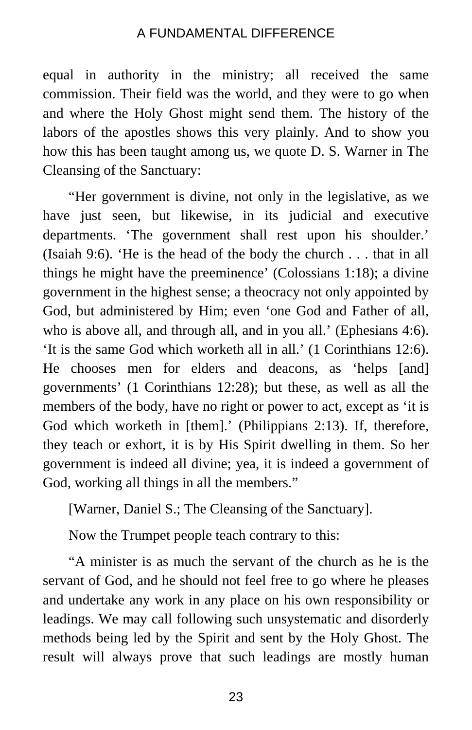equal in authority in the ministry; all received the same commission. Their field was the world, and they were to go when and where the Holy Ghost might send them. The history of the labors of the apostles shows this very plainly. And to show you how this has been taught among us, we quote D. S. Warner in The Cleansing of the Sanctuary:

"Her government is divine, not only in the legislative, as we have just seen, but likewise, in its judicial and executive departments. 'The government shall rest upon his shoulder.' (Isaiah 9:6). 'He is the head of the body the church . . . that in all things he might have the preeminence' (Colossians 1:18); a divine government in the highest sense; a theocracy not only appointed by God, but administered by Him; even 'one God and Father of all, who is above all, and through all, and in you all.' (Ephesians 4:6). 'It is the same God which worketh all in all.' (1 Corinthians 12:6). He chooses men for elders and deacons, as 'helps [and] governments' (1 Corinthians 12:28); but these, as well as all the members of the body, have no right or power to act, except as 'it is God which worketh in [them].' (Philippians 2:13). If, therefore, they teach or exhort, it is by His Spirit dwelling in them. So her government is indeed all divine; yea, it is indeed a government of God, working all things in all the members."

[Warner, Daniel S.; The Cleansing of the Sanctuary].

Now the Trumpet people teach contrary to this:

"A minister is as much the servant of the church as he is the servant of God, and he should not feel free to go where he pleases and undertake any work in any place on his own responsibility or leadings. We may call following such unsystematic and disorderly methods being led by the Spirit and sent by the Holy Ghost. The result will always prove that such leadings are mostly human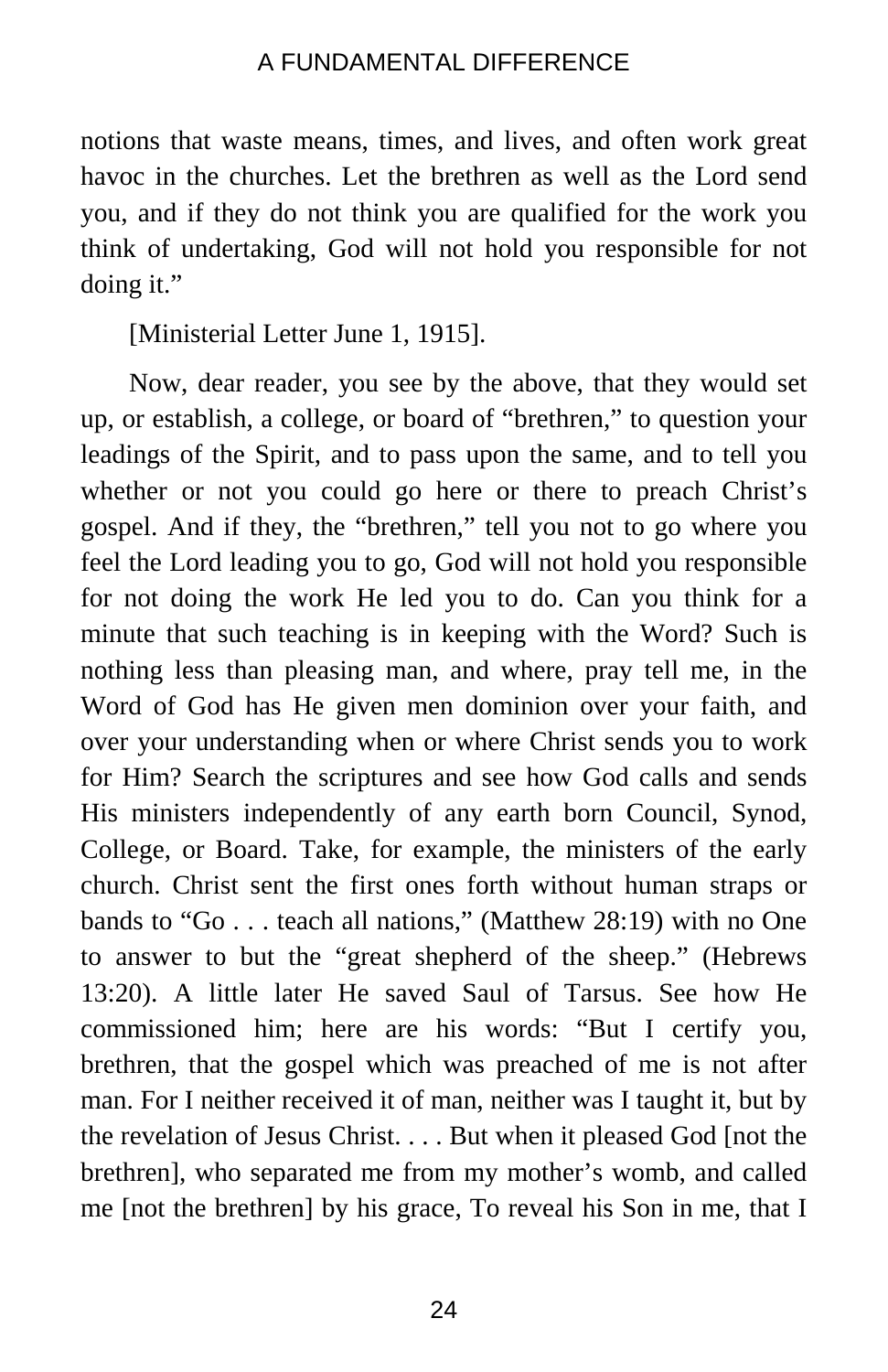notions that waste means, times, and lives, and often work great havoc in the churches. Let the brethren as well as the Lord send you, and if they do not think you are qualified for the work you think of undertaking, God will not hold you responsible for not doing it."

[Ministerial Letter June 1, 1915].

Now, dear reader, you see by the above, that they would set up, or establish, a college, or board of "brethren," to question your leadings of the Spirit, and to pass upon the same, and to tell you whether or not you could go here or there to preach Christ's gospel. And if they, the "brethren," tell you not to go where you feel the Lord leading you to go, God will not hold you responsible for not doing the work He led you to do. Can you think for a minute that such teaching is in keeping with the Word? Such is nothing less than pleasing man, and where, pray tell me, in the Word of God has He given men dominion over your faith, and over your understanding when or where Christ sends you to work for Him? Search the scriptures and see how God calls and sends His ministers independently of any earth born Council, Synod, College, or Board. Take, for example, the ministers of the early church. Christ sent the first ones forth without human straps or bands to "Go . . . teach all nations," (Matthew 28:19) with no One to answer to but the "great shepherd of the sheep." (Hebrews 13:20). A little later He saved Saul of Tarsus. See how He commissioned him; here are his words: "But I certify you, brethren, that the gospel which was preached of me is not after man. For I neither received it of man, neither was I taught it, but by the revelation of Jesus Christ. . . . But when it pleased God [not the brethren], who separated me from my mother's womb, and called me [not the brethren] by his grace, To reveal his Son in me, that I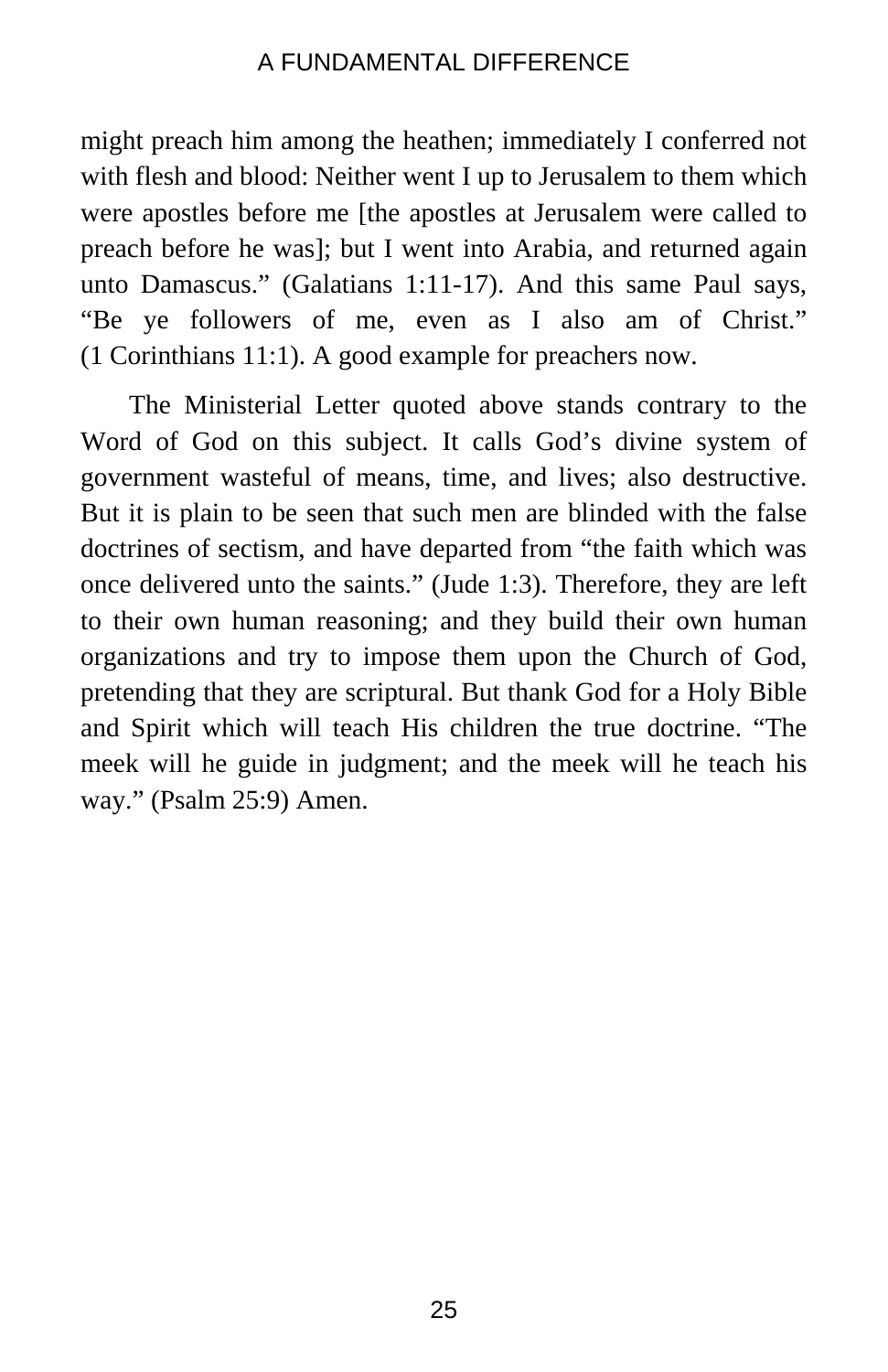might preach him among the heathen; immediately I conferred not with flesh and blood: Neither went I up to Jerusalem to them which were apostles before me [the apostles at Jerusalem were called to preach before he was]; but I went into Arabia, and returned again unto Damascus." (Galatians 1:11-17). And this same Paul says, "Be ye followers of me, even as I also am of Christ." (1 Corinthians 11:1). A good example for preachers now.

The Ministerial Letter quoted above stands contrary to the Word of God on this subject. It calls God's divine system of government wasteful of means, time, and lives; also destructive. But it is plain to be seen that such men are blinded with the false doctrines of sectism, and have departed from "the faith which was once delivered unto the saints." (Jude 1:3). Therefore, they are left to their own human reasoning; and they build their own human organizations and try to impose them upon the Church of God, pretending that they are scriptural. But thank God for a Holy Bible and Spirit which will teach His children the true doctrine. "The meek will he guide in judgment; and the meek will he teach his way." (Psalm 25:9) Amen.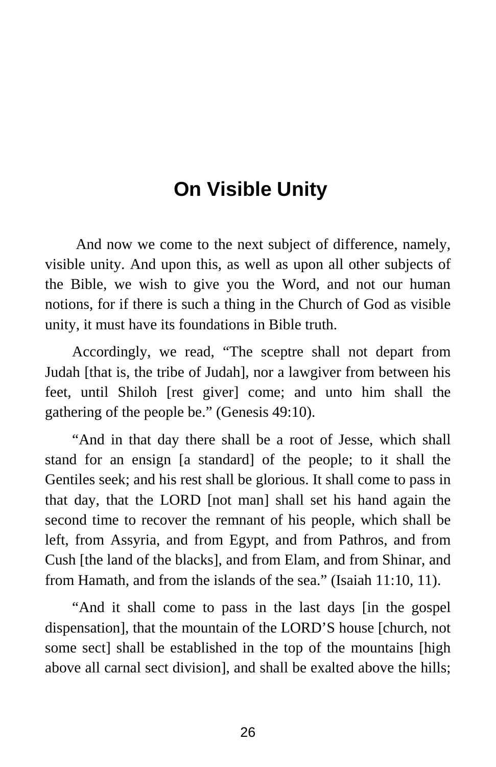# On Visible Unity

And now we come to the next subject of difference, namely, visible unity. And upon this, as well as upon all other subjects of the Bible, we wish to give you the Word, and not our human notions, for if there is such a thing in the Church of God as visible unity, it must have its foundations in Bible truth.

Accordingly, we read, "The sceptre shall not depart from Judah [that is, the tribe of Judah], nor a lawgiver from between his feet, until Shiloh [rest giver] come; and unto him shall the gathering of the people be." (Genesis 49:10).

"And in that day there shall be a root of Jesse, which shall stand for an ensign [a standard] of the people; to it shall the Gentiles seek; and his rest shall be glorious. It shall come to pass in that day, that the LORD [not man] shall set his hand again the second time to recover the remnant of his people, which shall be left, from Assyria, and from Egypt, and from Pathros, and from Cush [the land of the blacks], and from Elam, and from Shinar, and from Hamath, and from the islands of the sea." (Isaiah 11:10, 11).

"And it shall come to pass in the last days [in the gospel dispensation], that the mountain of the LORD'S house [church, not some sect] shall be established in the top of the mountains [high above all carnal sect division], and shall be exalted above the hills;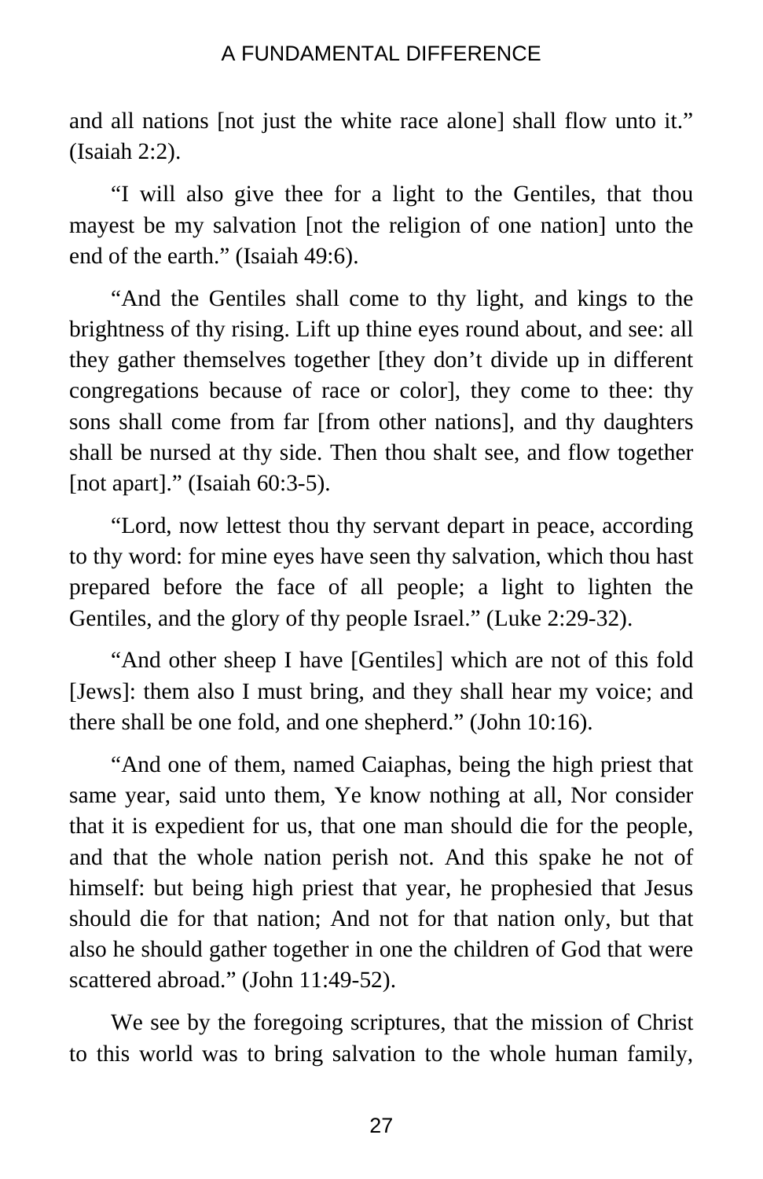and all nations [not just the white race alone] shall flow unto it." (Isaiah 2:2).

"I will also give thee for a light to the Gentiles, that thou mayest be my salvation [not the religion of one nation] unto the end of the earth." (Isaiah 49:6).

"And the Gentiles shall come to thy light, and kings to the brightness of thy rising. Lift up thine eyes round about, and see: all they gather themselves together [they don't divide up in different congregations because of race or color], they come to thee: thy sons shall come from far [from other nations], and thy daughters shall be nursed at thy side. Then thou shalt see, and flow together [not apart]." (Isaiah 60:3-5).

"Lord, now lettest thou thy servant depart in peace, according to thy word: for mine eyes have seen thy salvation, which thou hast prepared before the face of all people; a light to lighten the Gentiles, and the glory of thy people Israel." (Luke 2:29-32).

"And other sheep I have [Gentiles] which are not of this fold [Jews]: them also I must bring, and they shall hear my voice; and there shall be one fold, and one shepherd." (John 10:16).

"And one of them, named Caiaphas, being the high priest that same year, said unto them, Ye know nothing at all, Nor consider that it is expedient for us, that one man should die for the people, and that the whole nation perish not. And this spake he not of himself: but being high priest that year, he prophesied that Jesus should die for that nation; And not for that nation only, but that also he should gather together in one the children of God that were scattered abroad." (John 11:49-52).

We see by the foregoing scriptures, that the mission of Christ to this world was to bring salvation to the whole human family,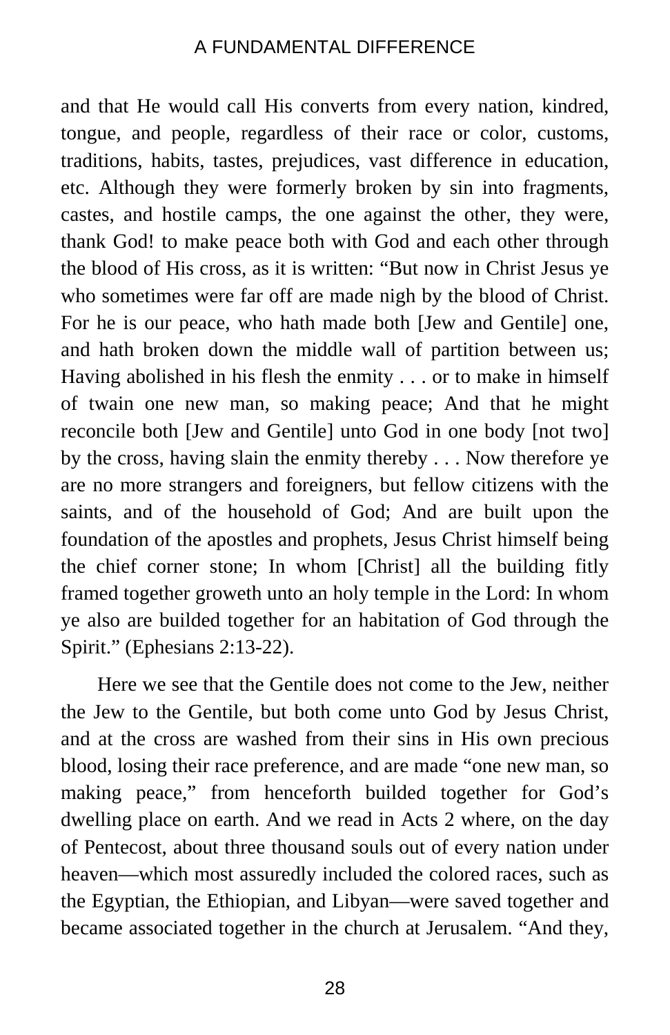and that He would call His converts from every nation, kindred, tongue, and people, regardless of their race or color, customs, traditions, habits, tastes, prejudices, vast difference in education, etc. Although they were formerly broken by sin into fragments, castes, and hostile camps, the one against the other, they were, thank God! to make peace both with God and each other through the blood of His cross, as it is written: "But now in Christ Jesus ye who sometimes were far off are made nigh by the blood of Christ. For he is our peace, who hath made both [Jew and Gentile] one, and hath broken down the middle wall of partition between us; Having abolished in his flesh the enmity . . . or to make in himself of twain one new man, so making peace; And that he might reconcile both [Jew and Gentile] unto God in one body [not two] by the cross, having slain the enmity thereby . . . Now therefore ye are no more strangers and foreigners, but fellow citizens with the saints, and of the household of God; And are built upon the foundation of the apostles and prophets, Jesus Christ himself being the chief corner stone; In whom [Christ] all the building fitly framed together groweth unto an holy temple in the Lord: In whom ye also are builded together for an habitation of God through the Spirit." (Ephesians 2:13-22).

Here we see that the Gentile does not come to the Jew, neither the Jew to the Gentile, but both come unto God by Jesus Christ, and at the cross are washed from their sins in His own precious blood, losing their race preference, and are made "one new man, so making peace," from henceforth builded together for God's dwelling place on earth. And we read in Acts 2 where, on the day of Pentecost, about three thousand souls out of every nation under heaven—which most assuredly included the colored races, such as the Egyptian, the Ethiopian, and Libyan—were saved together and became associated together in the church at Jerusalem. "And they,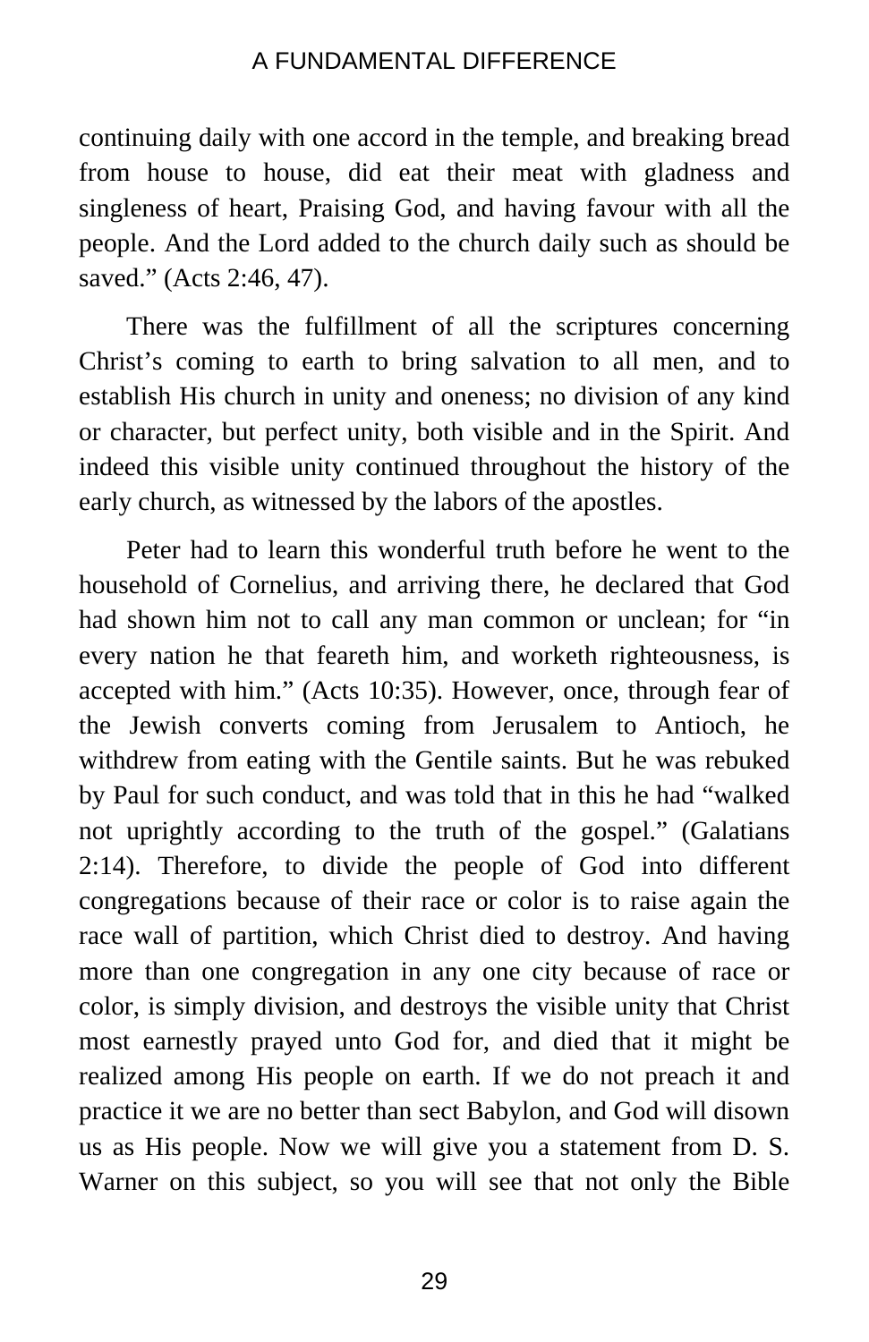continuing daily with one accord in the temple, and breaking bread from house to house, did eat their meat with gladness and singleness of heart, Praising God, and having favour with all the people. And the Lord added to the church daily such as should be saved." (Acts 2:46, 47).

There was the fulfillment of all the scriptures concerning Christ's coming to earth to bring salvation to all men, and to establish His church in unity and oneness; no division of any kind or character, but perfect unity, both visible and in the Spirit. And indeed this visible unity continued throughout the history of the early church, as witnessed by the labors of the apostles.

Peter had to learn this wonderful truth before he went to the household of Cornelius, and arriving there, he declared that God had shown him not to call any man common or unclean; for "in every nation he that feareth him, and worketh righteousness, is accepted with him." (Acts 10:35). However, once, through fear of the Jewish converts coming from Jerusalem to Antioch, he withdrew from eating with the Gentile saints. But he was rebuked by Paul for such conduct, and was told that in this he had "walked not uprightly according to the truth of the gospel." (Galatians 2:14). Therefore, to divide the people of God into different congregations because of their race or color is to raise again the race wall of partition, which Christ died to destroy. And having more than one congregation in any one city because of race or color, is simply division, and destroys the visible unity that Christ most earnestly prayed unto God for, and died that it might be realized among His people on earth. If we do not preach it and practice it we are no better than sect Babylon, and God will disown us as His people. Now we will give you a statement from D. S. Warner on this subject, so you will see that not only the Bible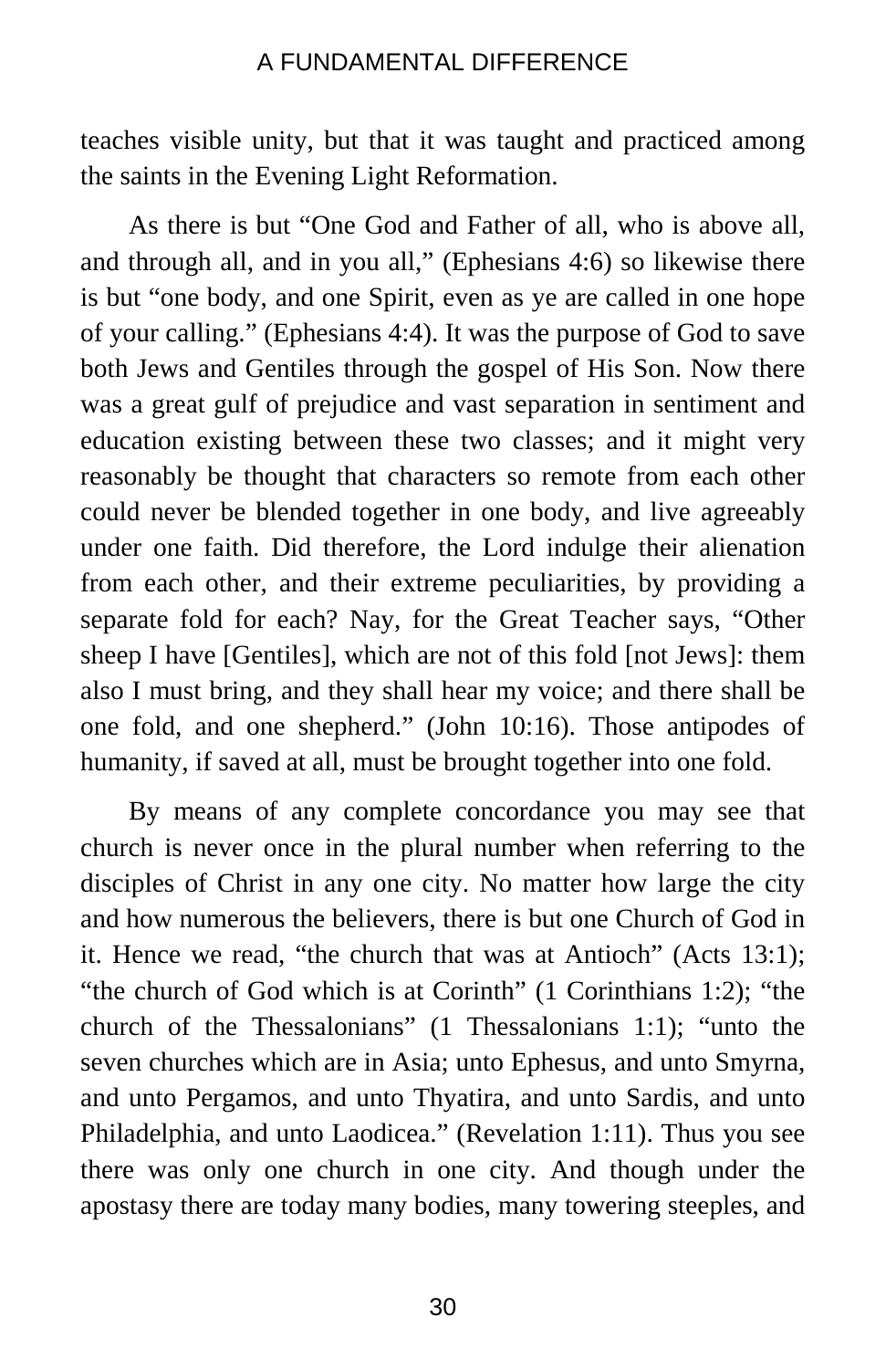teaches visible unity, but that it was taught and practiced among the saints in the Evening Light Reformation.

As there is but “One God and Father of all, who is above all, and through all, and in you all,” (Ephesians 4:6) so likewise there is but “one body, and one Spirit, even as ye are called in one hope of your calling.” (Ephesians 4:4). It was the purpose of God to save both Jews and Gentiles through the gospel of His Son. Now there was a great gulf of prejudice and vast separation in sentiment and education existing between these two classes; and it might very reasonably be thought that characters so remote from each other could never be blended together in one body, and live agreeably under one faith. Did therefore, the Lord indulge their alienation from each other, and their extreme peculiarities, by providing a separate fold for each? Nay, for the Great Teacher says, “Other sheep I have [Gentiles], which are not of this fold [not Jews]: them also I must bring, and they shall hear my voice; and there shall be one fold, and one shepherd.” (John 10:16). Those antipodes of humanity, if saved at all, must be brought together into one fold.

By means of any complete concordance you may see that church is never once in the plural number when referring to the disciples of Christ in any one city. No matter how large the city and how numerous the believers, there is but one Church of God in it. Hence we read, “the church that was at Antioch” (Acts 13:1); “the church of God which is at Corinth” (1 Corinthians 1:2); “the church of the Thessalonians” (1 Thessalonians 1:1); “unto the seven churches which are in Asia; unto Ephesus, and unto Smyrna, and unto Pergamos, and unto Thyatira, and unto Sardis, and unto Philadelphia, and unto Laodicea.” (Revelation 1:11). Thus you see there was only one church in one city. And though under the apostasy there are today many bodies, many towering steeples, and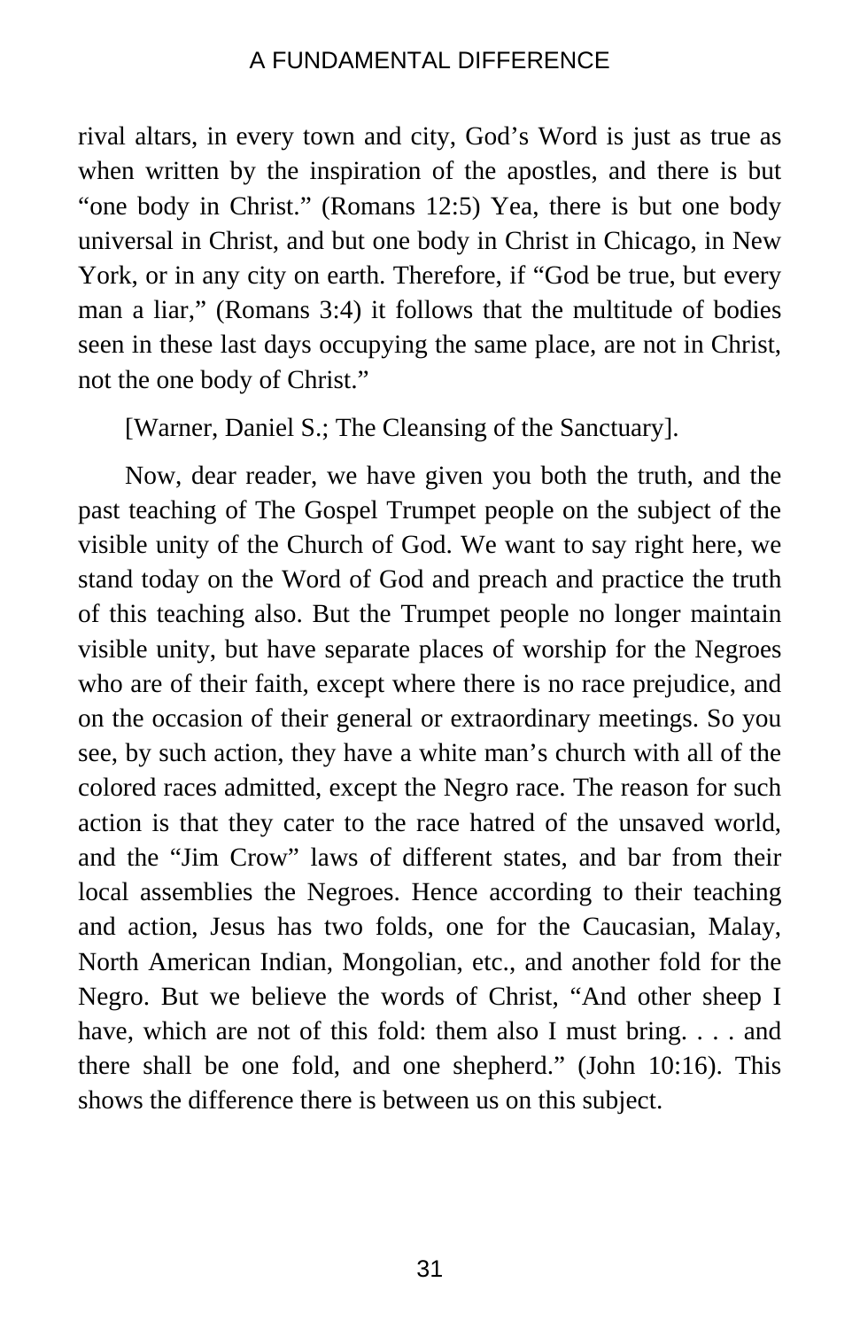rival altars, in every town and city, God's Word is just as true as when written by the inspiration of the apostles, and there is but "one body in Christ." (Romans 12:5) Yea, there is but one body universal in Christ, and but one body in Christ in Chicago, in New York, or in any city on earth. Therefore, if "God be true, but every man a liar," (Romans 3:4) it follows that the multitude of bodies seen in these last days occupying the same place, are not in Christ, not the one body of Christ."

[Warner, Daniel S.; The Cleansing of the Sanctuary].

Now, dear reader, we have given you both the truth, and the past teaching of The Gospel Trumpet people on the subject of the visible unity of the Church of God. We want to say right here, we stand today on the Word of God and preach and practice the truth of this teaching also. But the Trumpet people no longer maintain visible unity, but have separate places of worship for the Negroes who are of their faith, except where there is no race prejudice, and on the occasion of their general or extraordinary meetings. So you see, by such action, they have a white man's church with all of the colored races admitted, except the Negro race. The reason for such action is that they cater to the race hatred of the unsaved world, and the "Jim Crow" laws of different states, and bar from their local assemblies the Negroes. Hence according to their teaching and action, Jesus has two folds, one for the Caucasian, Malay, North American Indian, Mongolian, etc., and another fold for the Negro. But we believe the words of Christ, "And other sheep I have, which are not of this fold: them also I must bring. . . . and there shall be one fold, and one shepherd." (John 10:16). This shows the difference there is between us on this subject.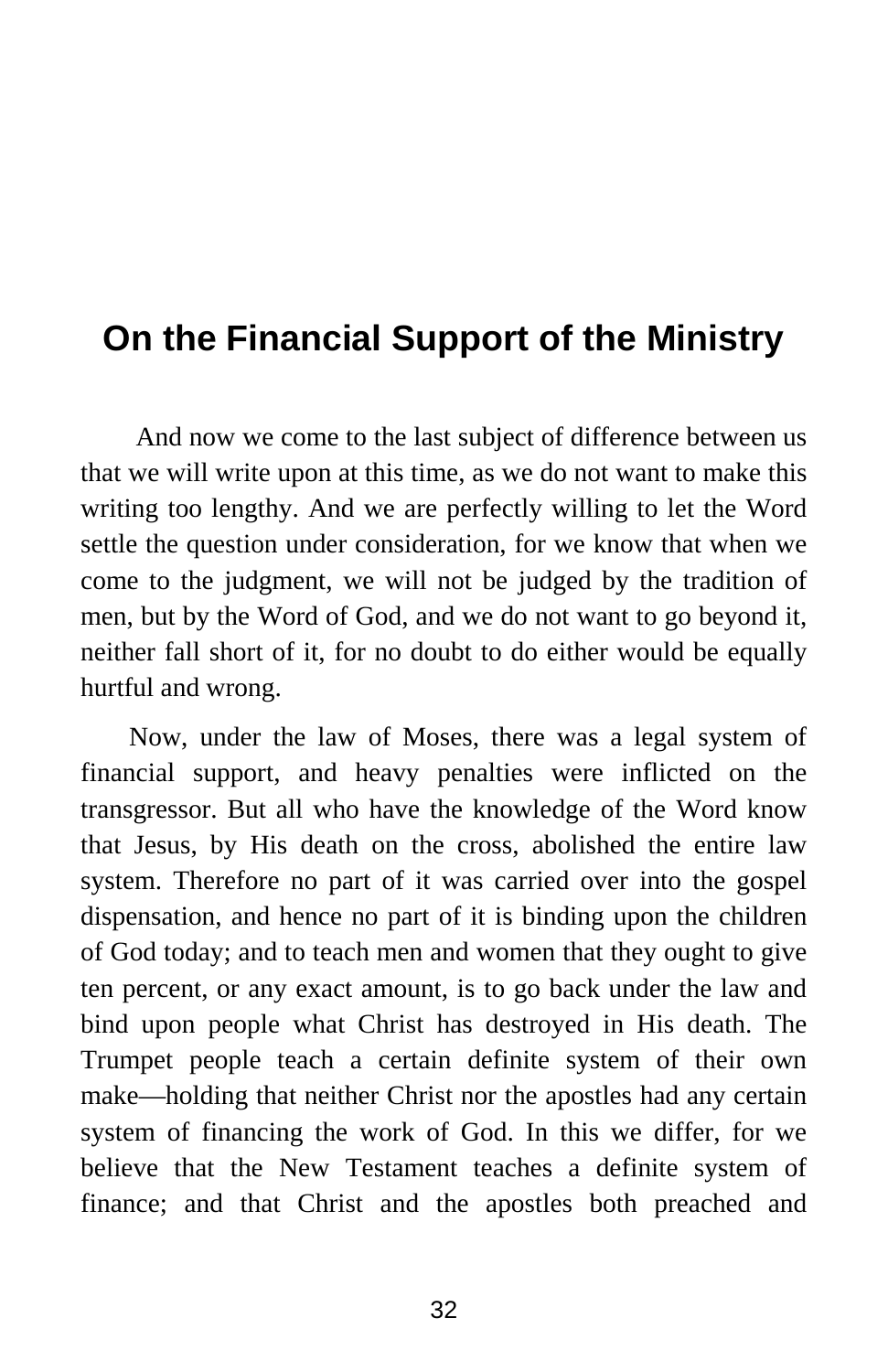# On the Financial Support of the Ministry

And now we come to the last subject of difference between us that we will write upon at this time, as we do not want to make this writing too lengthy. And we are perfectly willing to let the Word settle the question under consideration, for we know that when we come to the judgment, we will not be judged by the tradition of men, but by the Word of God, and we do not want to go beyond it, neither fall short of it, for no doubt to do either would be equally hurtful and wrong.

Now, under the law of Moses, there was a legal system of financial support, and heavy penalties were inflicted on the transgressor. But all who have the knowledge of the Word know that Jesus, by His death on the cross, abolished the entire law system. Therefore no part of it was carried over into the gospel dispensation, and hence no part of it is binding upon the children of God today; and to teach men and women that they ought to give ten percent, or any exact amount, is to go back under the law and bind upon people what Christ has destroyed in His death. The Trumpet people teach a certain definite system of their own make—holding that neither Christ nor the apostles had any certain system of financing the work of God. In this we differ, for we believe that the New Testament teaches a definite system of finance; and that Christ and the apostles both preached and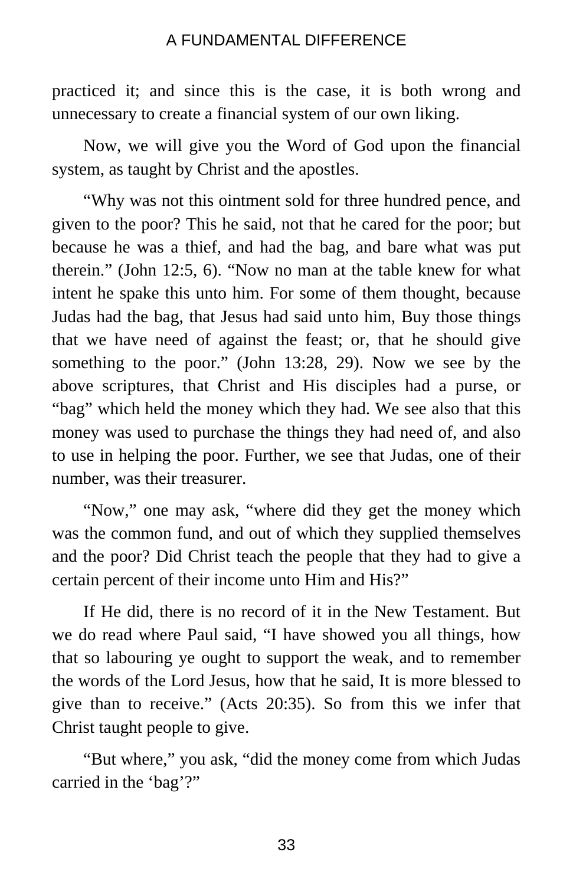practiced it; and since this is the case, it is both wrong and unnecessary to create a financial system of our own liking.

Now, we will give you the Word of God upon the financial system, as taught by Christ and the apostles.

"Why was not this ointment sold for three hundred pence, and given to the poor? This he said, not that he cared for the poor; but because he was a thief, and had the bag, and bare what was put therein." (John 12:5, 6). "Now no man at the table knew for what intent he spake this unto him. For some of them thought, because Judas had the bag, that Jesus had said unto him, Buy those things that we have need of against the feast; or, that he should give something to the poor." (John 13:28, 29). Now we see by the above scriptures, that Christ and His disciples had a purse, or "bag" which held the money which they had. We see also that this money was used to purchase the things they had need of, and also to use in helping the poor. Further, we see that Judas, one of their number, was their treasurer.

"Now," one may ask, "where did they get the money which was the common fund, and out of which they supplied themselves and the poor? Did Christ teach the people that they had to give a certain percent of their income unto Him and His?"

If He did, there is no record of it in the New Testament. But we do read where Paul said, "I have showed you all things, how that so labouring ye ought to support the weak, and to remember the words of the Lord Jesus, how that he said, It is more blessed to give than to receive." (Acts 20:35). So from this we infer that Christ taught people to give.

"But where," you ask, "did the money come from which Judas carried in the 'bag'?"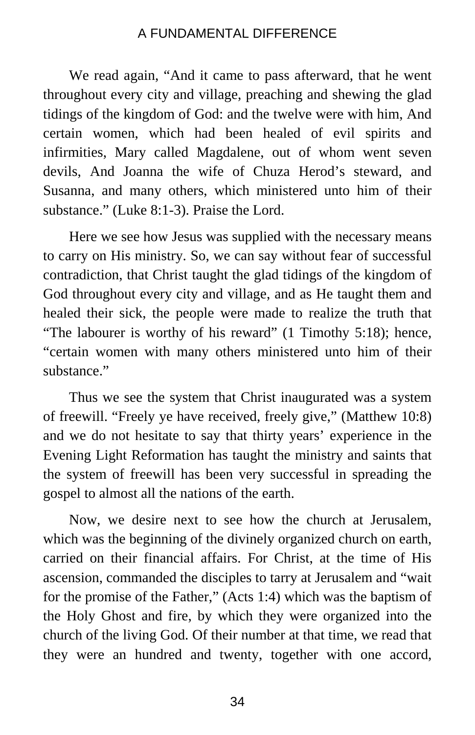We read again, "And it came to pass afterward, that he went throughout every city and village, preaching and shewing the glad tidings of the kingdom of God: and the twelve were with him, And certain women, which had been healed of evil spirits and infirmities, Mary called Magdalene, out of whom went seven devils, And Joanna the wife of Chuza Herod's steward, and Susanna, and many others, which ministered unto him of their substance." (Luke 8:1-3). Praise the Lord.

Here we see how Jesus was supplied with the necessary means to carry on His ministry. So, we can say without fear of successful contradiction, that Christ taught the glad tidings of the kingdom of God throughout every city and village, and as He taught them and healed their sick, the people were made to realize the truth that "The labourer is worthy of his reward" (1 Timothy 5:18); hence, "certain women with many others ministered unto him of their substance."

Thus we see the system that Christ inaugurated was a system of freewill. "Freely ye have received, freely give," (Matthew 10:8) and we do not hesitate to say that thirty years' experience in the Evening Light Reformation has taught the ministry and saints that the system of freewill has been very successful in spreading the gospel to almost all the nations of the earth.

Now, we desire next to see how the church at Jerusalem, which was the beginning of the divinely organized church on earth, carried on their financial affairs. For Christ, at the time of His ascension, commanded the disciples to tarry at Jerusalem and "wait for the promise of the Father," (Acts 1:4) which was the baptism of the Holy Ghost and fire, by which they were organized into the church of the living God. Of their number at that time, we read that they were an hundred and twenty, together with one accord,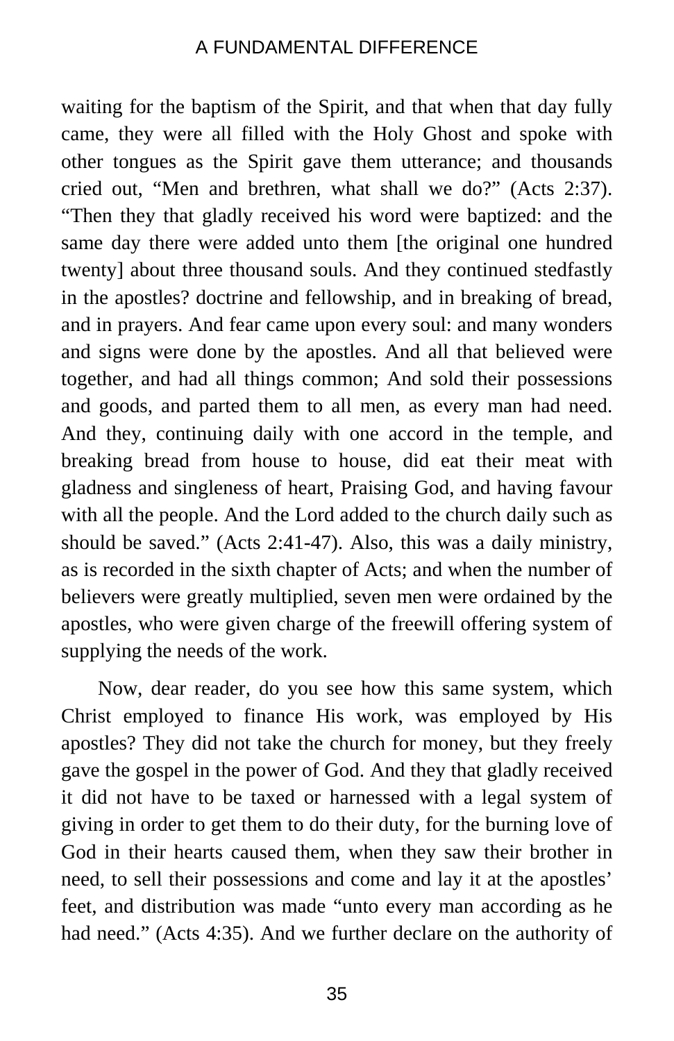waiting for the baptism of the Spirit, and that when that day fully came, they were all filled with the Holy Ghost and spoke with other tongues as the Spirit gave them utterance; and thousands cried out, "Men and brethren, what shall we do?" (Acts 2:37). "Then they that gladly received his word were baptized: and the same day there were added unto them [the original one hundred twenty] about three thousand souls. And they continued stedfastly in the apostles? doctrine and fellowship, and in breaking of bread, and in prayers. And fear came upon every soul: and many wonders and signs were done by the apostles. And all that believed were together, and had all things common; And sold their possessions and goods, and parted them to all men, as every man had need. And they, continuing daily with one accord in the temple, and breaking bread from house to house, did eat their meat with gladness and singleness of heart, Praising God, and having favour with all the people. And the Lord added to the church daily such as should be saved." (Acts 2:41-47). Also, this was a daily ministry, as is recorded in the sixth chapter of Acts; and when the number of believers were greatly multiplied, seven men were ordained by the apostles, who were given charge of the freewill offering system of supplying the needs of the work.

Now, dear reader, do you see how this same system, which Christ employed to finance His work, was employed by His apostles? They did not take the church for money, but they freely gave the gospel in the power of God. And they that gladly received it did not have to be taxed or harnessed with a legal system of giving in order to get them to do their duty, for the burning love of God in their hearts caused them, when they saw their brother in need, to sell their possessions and come and lay it at the apostles' feet, and distribution was made "unto every man according as he had need." (Acts 4:35). And we further declare on the authority of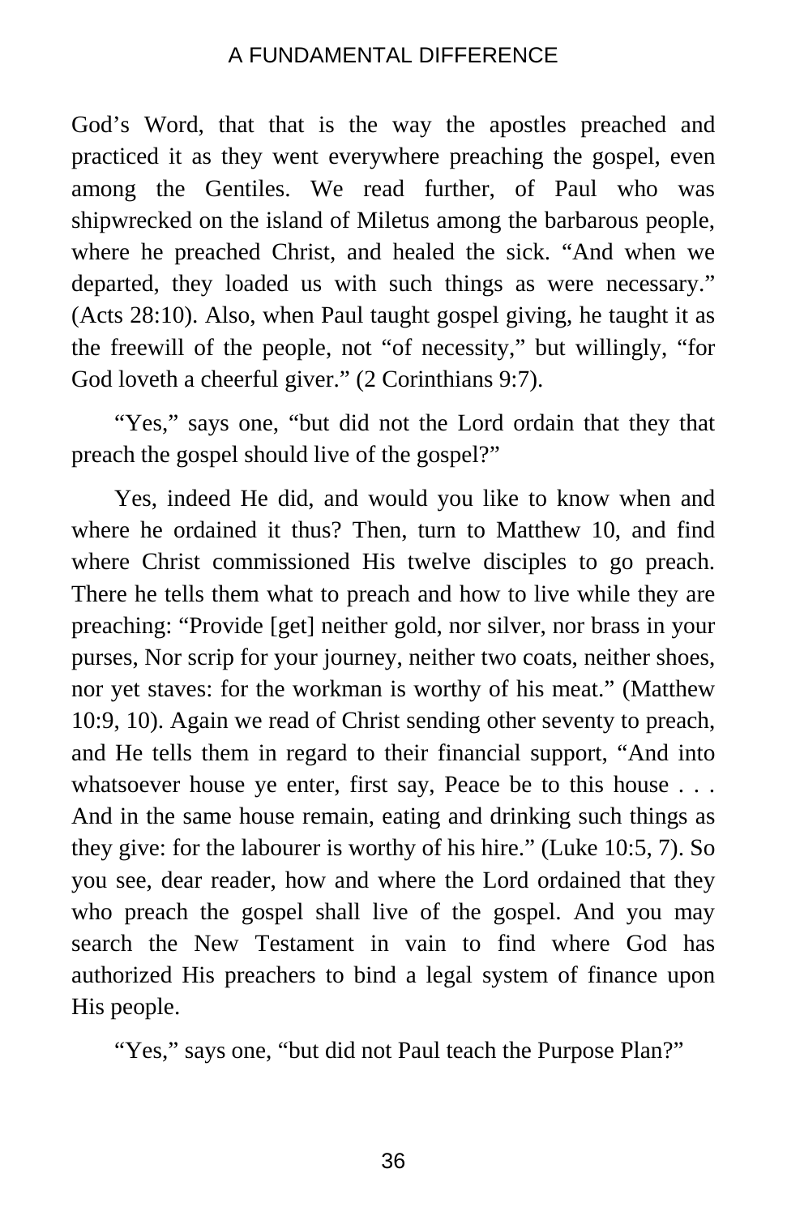God's Word, that that is the way the apostles preached and practiced it as they went everywhere preaching the gospel, even among the Gentiles. We read further, of Paul who was shipwrecked on the island of Miletus among the barbarous people, where he preached Christ, and healed the sick. "And when we departed, they loaded us with such things as were necessary." (Acts 28:10). Also, when Paul taught gospel giving, he taught it as the freewill of the people, not "of necessity," but willingly, "for God loveth a cheerful giver." (2 Corinthians 9:7).

"Yes," says one, "but did not the Lord ordain that they that preach the gospel should live of the gospel?"

Yes, indeed He did, and would you like to know when and where he ordained it thus? Then, turn to Matthew 10, and find where Christ commissioned His twelve disciples to go preach. There he tells them what to preach and how to live while they are preaching: "Provide [get] neither gold, nor silver, nor brass in your purses, Nor scrip for your journey, neither two coats, neither shoes, nor yet staves: for the workman is worthy of his meat." (Matthew 10:9, 10). Again we read of Christ sending other seventy to preach, and He tells them in regard to their financial support, "And into whatsoever house ye enter, first say, Peace be to this house . . . And in the same house remain, eating and drinking such things as they give: for the labourer is worthy of his hire." (Luke 10:5, 7). So you see, dear reader, how and where the Lord ordained that they who preach the gospel shall live of the gospel. And you may search the New Testament in vain to find where God has authorized His preachers to bind a legal system of finance upon His people.

"Yes," says one, "but did not Paul teach the Purpose Plan?"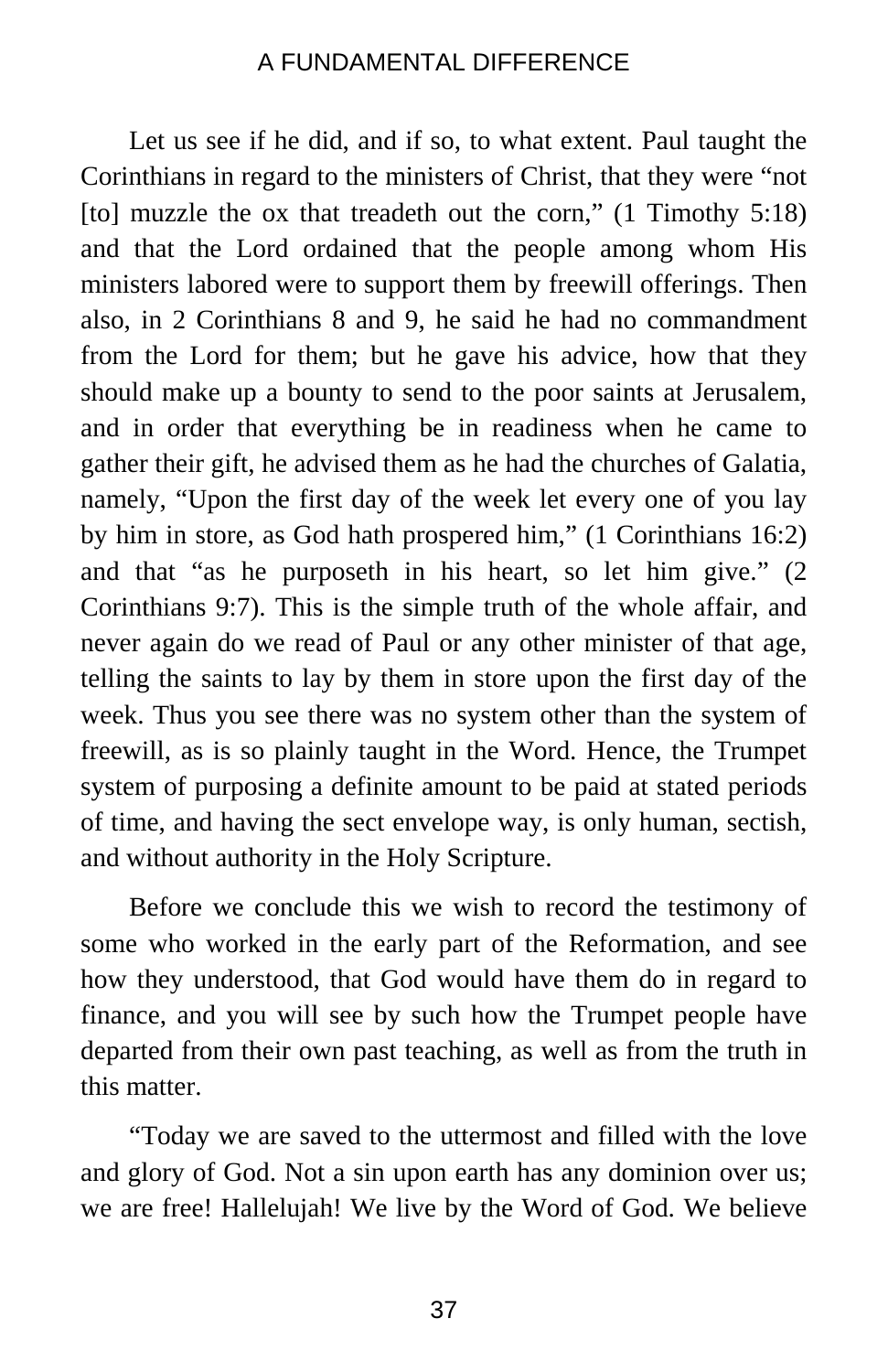Let us see if he did, and if so, to what extent. Paul taught the Corinthians in regard to the ministers of Christ, that they were “not [to] muzzle the ox that treadeth out the corn,” (1 Timothy 5:18) and that the Lord ordained that the people among whom His ministers labored were to support them by freewill offerings. Then also, in 2 Corinthians 8 and 9, he said he had no commandment from the Lord for them; but he gave his advice, how that they should make up a bounty to send to the poor saints at Jerusalem, and in order that everything be in readiness when he came to gather their gift, he advised them as he had the churches of Galatia, namely, “Upon the first day of the week let every one of you lay by him in store, as God hath prospered him,” (1 Corinthians 16:2) and that “as he purposeth in his heart, so let him give.” (2 Corinthians 9:7). This is the simple truth of the whole affair, and never again do we read of Paul or any other minister of that age, telling the saints to lay by them in store upon the first day of the week. Thus you see there was no system other than the system of freewill, as is so plainly taught in the Word. Hence, the Trumpet system of purposing a definite amount to be paid at stated periods of time, and having the sect envelope way, is only human, sectish, and without authority in the Holy Scripture.

Before we conclude this we wish to record the testimony of some who worked in the early part of the Reformation, and see how they understood, that God would have them do in regard to finance, and you will see by such how the Trumpet people have departed from their own past teaching, as well as from the truth in this matter.

“Today we are saved to the uttermost and filled with the love and glory of God. Not a sin upon earth has any dominion over us; we are free! Hallelujah! We live by the Word of God. We believe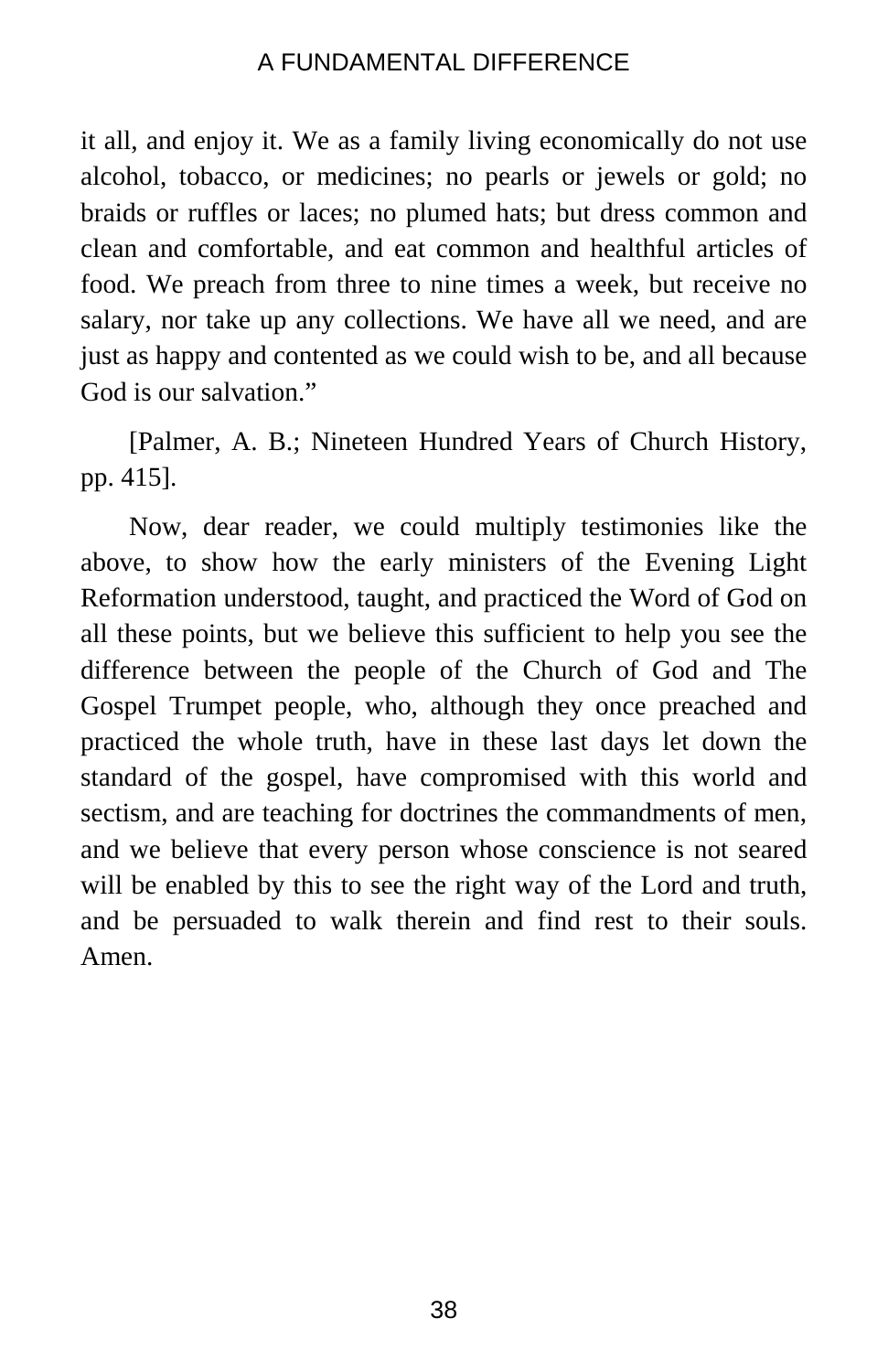it all, and enjoy it. We as a family living economically do not use alcohol, tobacco, or medicines; no pearls or jewels or gold; no braids or ruffles or laces; no plumed hats; but dress common and clean and comfortable, and eat common and healthful articles of food. We preach from three to nine times a week, but receive no salary, nor take up any collections. We have all we need, and are just as happy and contented as we could wish to be, and all because God is our salvation."

[Palmer, A. B.; Nineteen Hundred Years of Church History, pp. 415].

Now, dear reader, we could multiply testimonies like the above, to show how the early ministers of the Evening Light Reformation understood, taught, and practiced the Word of God on all these points, but we believe this sufficient to help you see the difference between the people of the Church of God and The Gospel Trumpet people, who, although they once preached and practiced the whole truth, have in these last days let down the standard of the gospel, have compromised with this world and sectism, and are teaching for doctrines the commandments of men, and we believe that every person whose conscience is not seared will be enabled by this to see the right way of the Lord and truth, and be persuaded to walk therein and find rest to their souls. Amen.